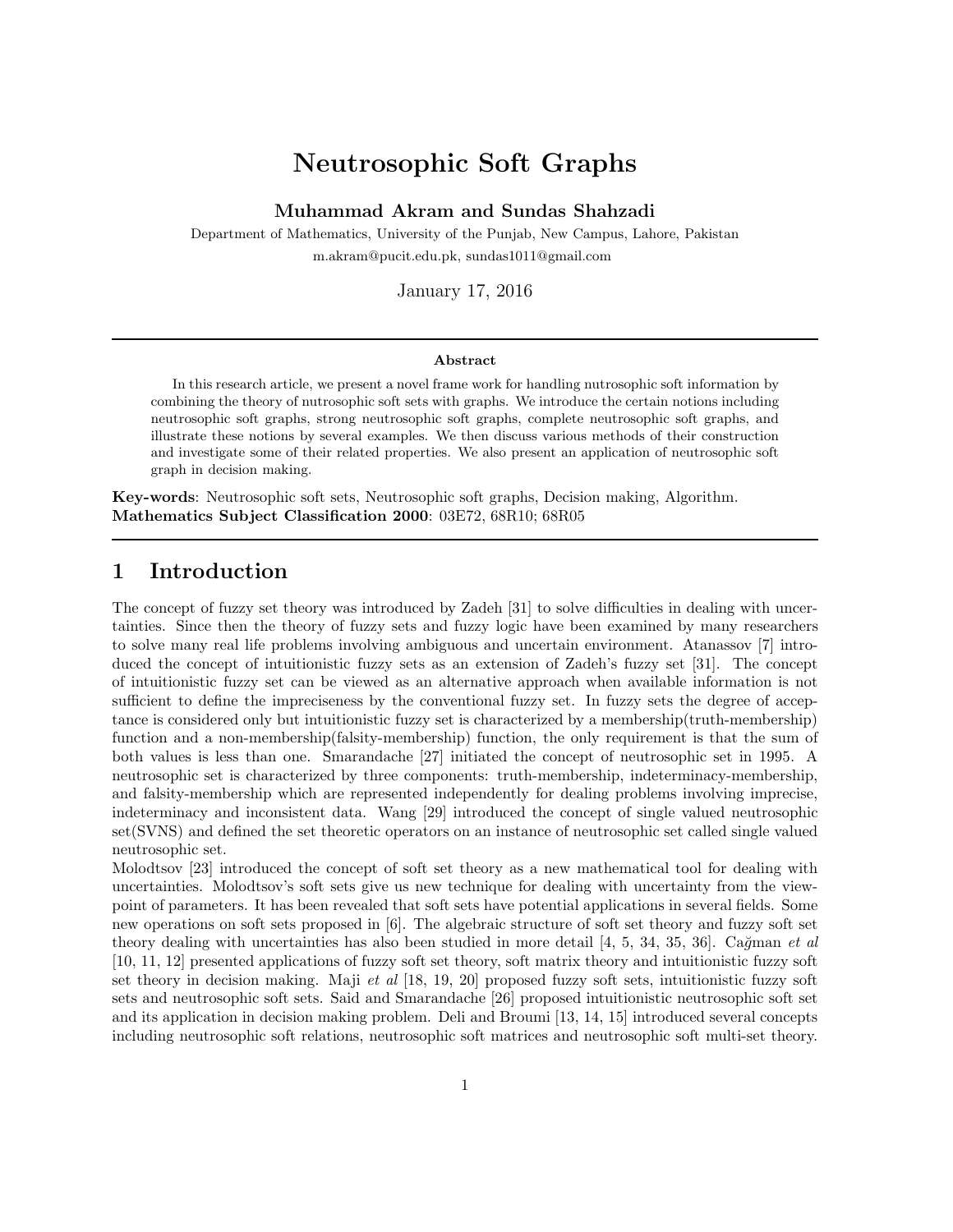# Neutrosophic Soft Graphs

**Muhammad Akram and Sundas Shahzadi**

Department of Mathematics, University of the Punjab, New Campus, Lahore, Pakistan
m.akram@pucit.edu.pk, sundas1011@gmail.com

January 17, 2016

**Abstract**

In this research article, we present a novel frame work for handling nutrosophic soft information by combining the theory of nutrosophic soft sets with graphs. We introduce the certain notions including neutrosophic soft graphs, strong neutrosophic soft graphs, complete neutrosophic soft graphs, and illustrate these notions by several examples. We then discuss various methods of their construction and investigate some of their related properties. We also present an application of neutrosophic soft graph in decision making.

**Key-words**: Neutrosophic soft sets, Neutrosophic soft graphs, Decision making, Algorithm.
**Mathematics Subject Classification 2000**: 03E72, 68R10; 68R05

## 1 Introduction

The concept of fuzzy set theory was introduced by Zadeh [31] to solve difficulties in dealing with uncertainties. Since then the theory of fuzzy sets and fuzzy logic have been examined by many researchers to solve many real life problems involving ambiguous and uncertain environment. Atanassov [7] introduced the concept of intuitionistic fuzzy sets as an extension of Zadeh's fuzzy set [31]. The concept of intuitionistic fuzzy set can be viewed as an alternative approach when available information is not sufficient to define the impreciseness by the conventional fuzzy set. In fuzzy sets the degree of acceptance is considered only but intuitionistic fuzzy set is characterized by a membership(truth-membership) function and a non-membership(falsity-membership) function, the only requirement is that the sum of both values is less than one. Smarandache [27] initiated the concept of neutrosophic set in 1995. A neutrosophic set is characterized by three components: truth-membership, indeterminacy-membership, and falsity-membership which are represented independently for dealing problems involving imprecise, indeterminacy and inconsistent data. Wang [29] introduced the concept of single valued neutrosophic set(SVNS) and defined the set theoretic operators on an instance of neutrosophic set called single valued neutrosophic set.

Molodtsov [23] introduced the concept of soft set theory as a new mathematical tool for dealing with uncertainties. Molodtsov's soft sets give us new technique for dealing with uncertainty from the viewpoint of parameters. It has been revealed that soft sets have potential applications in several fields. Some new operations on soft sets proposed in [6]. The algebraic structure of soft set theory and fuzzy soft set theory dealing with uncertainties has also been studied in more detail [4, 5, 34, 35, 36]. Cağman *et al* [10, 11, 12] presented applications of fuzzy soft set theory, soft matrix theory and intuitionistic fuzzy soft set theory in decision making. Maji *et al* [18, 19, 20] proposed fuzzy soft sets, intuitionistic fuzzy soft sets and neutrosophic soft sets. Said and Smarandache [26] proposed intuitionistic neutrosophic soft set and its application in decision making problem. Deli and Broumi [13, 14, 15] introduced several concepts including neutrosophic soft relations, neutrosophic soft matrices and neutrosophic soft multi-set theory.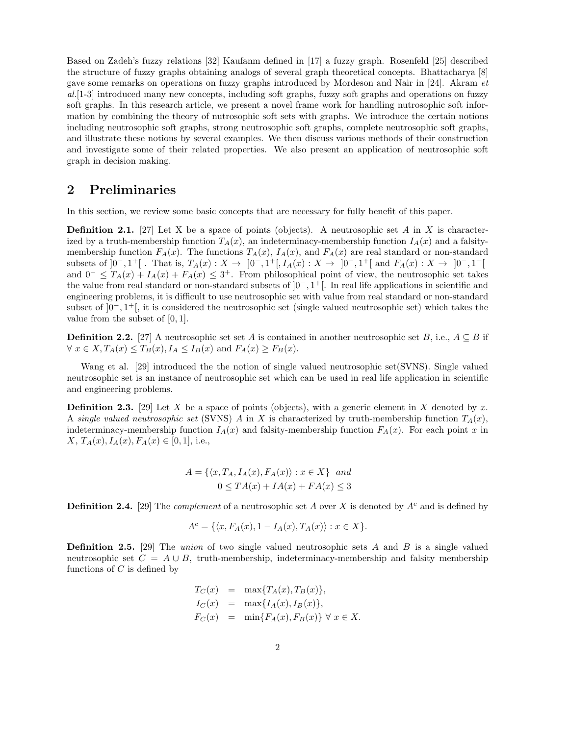Based on Zadeh's fuzzy relations [32] Kaufanm defined in [17] a fuzzy graph. Rosenfeld [25] described the structure of fuzzy graphs obtaining analogs of several graph theoretical concepts. Bhattacharya [8] gave some remarks on operations on fuzzy graphs introduced by Mordeson and Nair in [24]. Akram *et al.*[1-3] introduced many new concepts, including soft graphs, fuzzy soft graphs and operations on fuzzy soft graphs. In this research article, we present a novel frame work for handling nutrosophic soft information by combining the theory of nutrosophic soft sets with graphs. We introduce the certain notions including neutrosophic soft graphs, strong neutrosophic soft graphs, complete neutrosophic soft graphs, and illustrate these notions by several examples. We then discuss various methods of their construction and investigate some of their related properties. We also present an application of neutrosophic soft graph in decision making.

## 2 Preliminaries

In this section, we review some basic concepts that are necessary for fully benefit of this paper.

**Definition 2.1.** [27] Let X be a space of points (objects). A neutrosophic set $A$ in $X$ is characterized by a truth-membership function $T_A(x)$, an indeterminacy-membership function $I_A(x)$ and a falsity-membership function $F_A(x)$. The functions $T_A(x)$, $I_A(x)$, and $F_A(x)$ are real standard or non-standard subsets of $]0^-, 1^+[$ . That is, $T_A(x) : X \to\ ]0^-, 1^+[, I_A(x) : X \to\ ]0^-, 1^+[$ and $F_A(x) : X \to\ ]0^-, 1^+[$ and $0^- \leq T_A(x) + I_A(x) + F_A(x) \leq 3^+$. From philosophical point of view, the neutrosophic set takes the value from real standard or non-standard subsets of $]0^-, 1^+[$. In real life applications in scientific and engineering problems, it is difficult to use neutrosophic set with value from real standard or non-standard subset of $]0^-, 1^+[$, it is considered the neutrosophic set (single valued neutrosophic set) which takes the value from the subset of $[0, 1]$.

**Definition 2.2.** [27] A neutrosophic set set $A$ is contained in another neutrosophic set $B$, i.e., $A \subseteq B$ if $\forall\ x \in X, T_A(x) \leq T_B(x), I_A \leq I_B(x)$ and $F_A(x) \geq F_B(x)$.

Wang et al. [29] introduced the the notion of single valued neutrosophic set(SVNS). Single valued neutrosophic set is an instance of neutrosophic set which can be used in real life application in scientific and engineering problems.

**Definition 2.3.** [29] Let $X$ be a space of points (objects), with a generic element in $X$ denoted by $x$. A *single valued neutrosophic set* (SVNS) $A$ in $X$ is characterized by truth-membership function $T_A(x)$, indeterminacy-membership function $I_A(x)$ and falsity-membership function $F_A(x)$. For each point $x$ in $X$, $T_A(x), I_A(x), F_A(x) \in [0, 1]$, i.e.,

$$A = \{\langle x, T_A, I_A(x), F_A(x)\rangle : x \in X\} \quad and$$
$$0 \leq TA(x) + IA(x) + FA(x) \leq 3$$

**Definition 2.4.** [29] The *complement* of a neutrosophic set $A$ over $X$ is denoted by $A^c$ and is defined by

$$A^c = \{\langle x, F_A(x), 1 - I_A(x), T_A(x)\rangle : x \in X\}.$$

**Definition 2.5.** [29] The *union* of two single valued neutrosophic sets $A$ and $B$ is a single valued neutrosophic set $C = A \cup B$, truth-membership, indeterminacy-membership and falsity membership functions of $C$ is defined by

$$\begin{aligned}
T_C(x) &= \max\{T_A(x), T_B(x)\}, \\
I_C(x) &= \max\{I_A(x), I_B(x)\}, \\
F_C(x) &= \min\{F_A(x), F_B(x)\}\ \forall\ x \in X.
\end{aligned}$$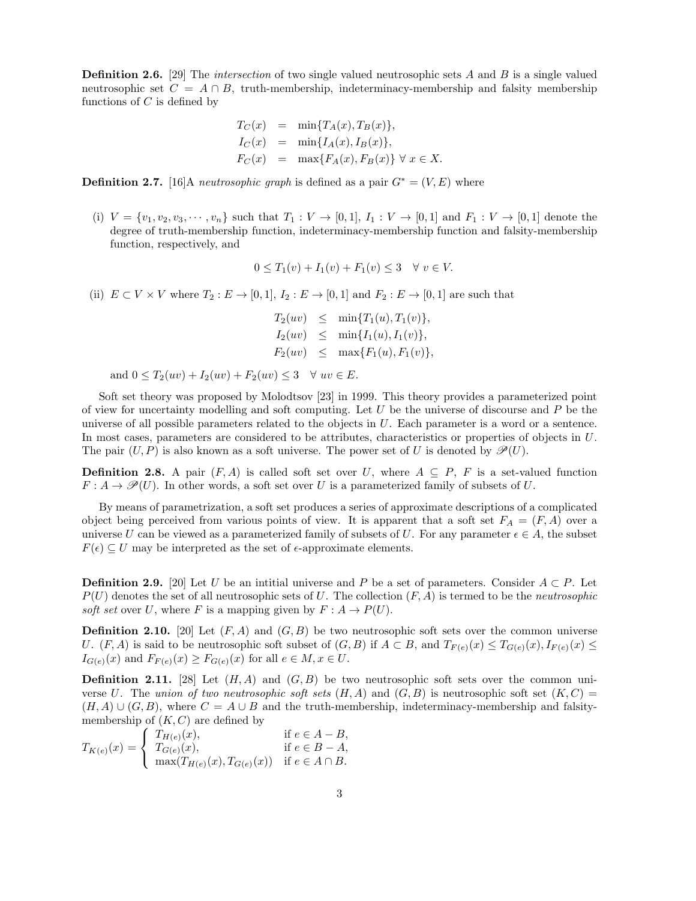**Definition 2.6.** [29] The *intersection* of two single valued neutrosophic sets $A$ and $B$ is a single valued neutrosophic set $C = A \cap B$, truth-membership, indeterminacy-membership and falsity membership functions of $C$ is defined by

$$
\begin{aligned}
T_C(x) &= \min\{T_A(x), T_B(x)\}, \\
I_C(x) &= \min\{I_A(x), I_B(x)\}, \\
F_C(x) &= \max\{F_A(x), F_B(x)\} \ \forall \ x \in X.
\end{aligned}
$$

**Definition 2.7.** [16]A *neutrosophic graph* is defined as a pair $G^* = (V, E)$ where

(i) $V = \{v_1, v_2, v_3, \cdots, v_n\}$ such that $T_1 : V \to [0, 1]$, $I_1 : V \to [0, 1]$ and $F_1 : V \to [0, 1]$ denote the degree of truth-membership function, indeterminacy-membership function and falsity-membership function, respectively, and

$$0 \leq T_1(v) + I_1(v) + F_1(v) \leq 3 \quad \forall \ v \in V.$$

(ii) $E \subset V \times V$ where $T_2 : E \to [0, 1]$, $I_2 : E \to [0, 1]$ and $F_2 : E \to [0, 1]$ are such that

$$
\begin{aligned}
T_2(uv) &\leq \min\{T_1(u), T_1(v)\}, \\
I_2(uv) &\leq \min\{I_1(u), I_1(v)\}, \\
F_2(uv) &\leq \max\{F_1(u), F_1(v)\},
\end{aligned}
$$

and $0 \leq T_2(uv) + I_2(uv) + F_2(uv) \leq 3 \quad \forall \ uv \in E$.

Soft set theory was proposed by Molodtsov [23] in 1999. This theory provides a parameterized point of view for uncertainty modelling and soft computing. Let $U$ be the universe of discourse and $P$ be the universe of all possible parameters related to the objects in $U$. Each parameter is a word or a sentence. In most cases, parameters are considered to be attributes, characteristics or properties of objects in $U$. The pair $(U, P)$ is also known as a soft universe. The power set of $U$ is denoted by $\mathscr{P}(U)$.

**Definition 2.8.** A pair $(F, A)$ is called soft set over $U$, where $A \subseteq P$, $F$ is a set-valued function $F : A \to \mathscr{P}(U)$. In other words, a soft set over $U$ is a parameterized family of subsets of $U$.

By means of parametrization, a soft set produces a series of approximate descriptions of a complicated object being perceived from various points of view. It is apparent that a soft set $F_A = (F, A)$ over a universe $U$ can be viewed as a parameterized family of subsets of $U$. For any parameter $\epsilon \in A$, the subset $F(\epsilon) \subseteq U$ may be interpreted as the set of $\epsilon$-approximate elements.

**Definition 2.9.** [20] Let $U$ be an intitial universe and $P$ be a set of parameters. Consider $A \subset P$. Let $P(U)$ denotes the set of all neutrosophic sets of $U$. The collection $(F, A)$ is termed to be the *neutrosophic soft set* over $U$, where $F$ is a mapping given by $F : A \to P(U)$.

**Definition 2.10.** [20] Let $(F, A)$ and $(G, B)$ be two neutrosophic soft sets over the common universe $U$. $(F, A)$ is said to be neutrosophic soft subset of $(G, B)$ if $A \subset B$, and $T_{F(e)}(x) \leq T_{G(e)}(x), I_{F(e)}(x) \leq I_{G(e)}(x)$ and $F_{F(e)}(x) \geq F_{G(e)}(x)$ for all $e \in M, x \in U$.

**Definition 2.11.** [28] Let $(H, A)$ and $(G, B)$ be two neutrosophic soft sets over the common universe $U$. The *union of two neutrosophic soft sets* $(H, A)$ and $(G, B)$ is neutrosophic soft set $(K, C) = (H, A) \cup (G, B)$, where $C = A \cup B$ and the truth-membership, indeterminacy-membership and falsity-membership of $(K, C)$ are defined by

$$
T_{K(e)}(x) = \begin{cases} T_{H(e)}(x), & \text{if } e \in A - B, \\ T_{G(e)}(x), & \text{if } e \in B - A, \\ \max(T_{H(e)}(x), T_{G(e)}(x)) & \text{if } e \in A \cap B. \end{cases}
$$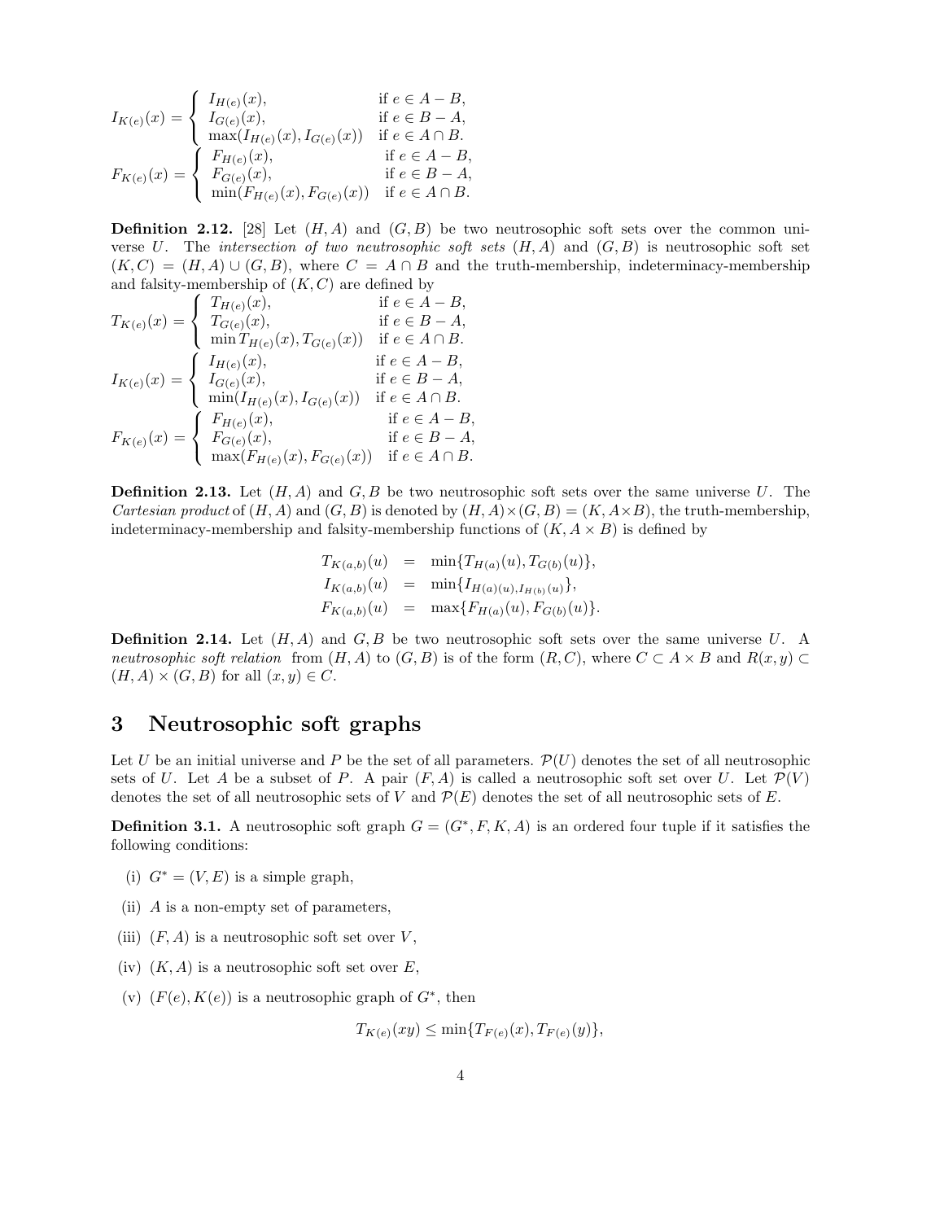$$I_{K(e)}(x) = \begin{cases} I_{H(e)}(x), & \text{if } e \in A - B, \\ I_{G(e)}(x), & \text{if } e \in B - A, \\ \max(I_{H(e)}(x), I_{G(e)}(x)) & \text{if } e \in A \cap B. \end{cases}$$

$$F_{K(e)}(x) = \begin{cases} F_{H(e)}(x), & \text{if } e \in A - B, \\ F_{G(e)}(x), & \text{if } e \in B - A, \\ \min(F_{H(e)}(x), F_{G(e)}(x)) & \text{if } e \in A \cap B. \end{cases}$$

**Definition 2.12.** [28] Let $(H, A)$ and $(G, B)$ be two neutrosophic soft sets over the common universe $U$. The *intersection of two neutrosophic soft sets* $(H, A)$ and $(G, B)$ is neutrosophic soft set $(K, C) = (H, A) \cup (G, B)$, where $C = A \cap B$ and the truth-membership, indeterminacy-membership and falsity-membership of $(K, C)$ are defined by

$$T_{K(e)}(x) = \begin{cases} T_{H(e)}(x), & \text{if } e \in A - B, \\ T_{G(e)}(x), & \text{if } e \in B - A, \\ \min T_{H(e)}(x), T_{G(e)}(x)) & \text{if } e \in A \cap B. \end{cases}$$

$$I_{K(e)}(x) = \begin{cases} I_{H(e)}(x), & \text{if } e \in A - B, \\ I_{G(e)}(x), & \text{if } e \in B - A, \\ \min(I_{H(e)}(x), I_{G(e)}(x)) & \text{if } e \in A \cap B. \end{cases}$$

$$F_{K(e)}(x) = \begin{cases} F_{H(e)}(x), & \text{if } e \in A - B, \\ F_{G(e)}(x), & \text{if } e \in B - A, \\ \max(F_{H(e)}(x), F_{G(e)}(x)) & \text{if } e \in A \cap B. \end{cases}$$

**Definition 2.13.** Let $(H, A)$ and $G, B$ be two neutrosophic soft sets over the same universe $U$. The *Cartesian product* of $(H, A)$ and $(G, B)$ is denoted by $(H, A) \times (G, B) = (K, A \times B)$, the truth-membership, indeterminacy-membership and falsity-membership functions of $(K, A \times B)$ is defined by

$$\begin{aligned} T_{K(a,b)}(u) &= \min\{T_{H(a)}(u), T_{G(b)}(u)\}, \\ I_{K(a,b)}(u) &= \min\{I_{H(a)(u), I_{H(b)}(u)}\}, \\ F_{K(a,b)}(u) &= \max\{F_{H(a)}(u), F_{G(b)}(u)\}. \end{aligned}$$

**Definition 2.14.** Let $(H, A)$ and $G, B$ be two neutrosophic soft sets over the same universe $U$. A *neutrosophic soft relation* from $(H, A)$ to $(G, B)$ is of the form $(R, C)$, where $C \subset A \times B$ and $R(x, y) \subset (H, A) \times (G, B)$ for all $(x, y) \in C$.

# 3 Neutrosophic soft graphs

Let $U$ be an initial universe and $P$ be the set of all parameters. $\mathcal{P}(U)$ denotes the set of all neutrosophic sets of $U$. Let $A$ be a subset of $P$. A pair $(F, A)$ is called a neutrosophic soft set over $U$. Let $\mathcal{P}(V)$ denotes the set of all neutrosophic sets of $V$ and $\mathcal{P}(E)$ denotes the set of all neutrosophic sets of $E$.

**Definition 3.1.** A neutrosophic soft graph $G = (G^*, F, K, A)$ is an ordered four tuple if it satisfies the following conditions:

(i) $G^* = (V, E)$ is a simple graph,

(ii) $A$ is a non-empty set of parameters,

(iii) $(F, A)$ is a neutrosophic soft set over $V$,

(iv) $(K, A)$ is a neutrosophic soft set over $E$,

(v) $(F(e), K(e))$ is a neutrosophic graph of $G^*$, then

$$T_{K(e)}(xy) \leq \min\{T_{F(e)}(x), T_{F(e)}(y)\},$$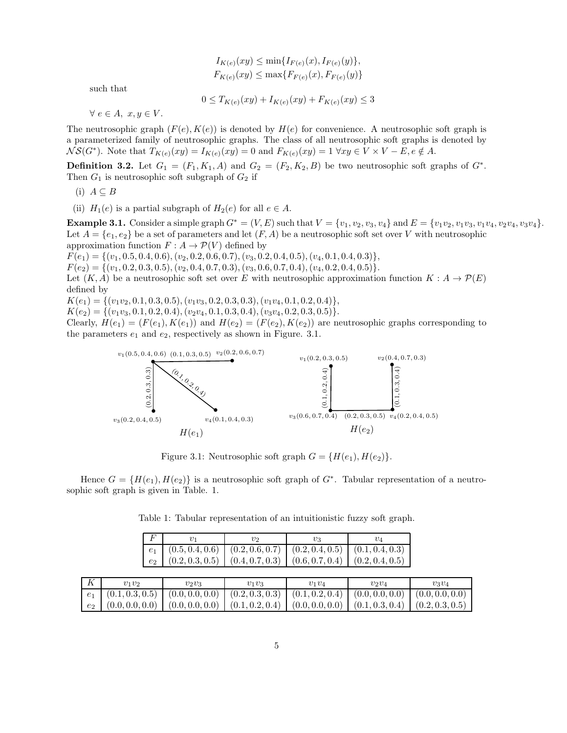$$I_{K(e)}(xy) \leq \min\{I_{F(e)}(x), I_{F(e)}(y)\},$$
$$F_{K(e)}(xy) \leq \max\{F_{F(e)}(x), F_{F(e)}(y)\}$$

such that

$$0 \leq T_{K(e)}(xy) + I_{K(e)}(xy) + F_{K(e)}(xy) \leq 3$$

$\forall\ e \in A,\ x, y \in V$.

The neutrosophic graph $(F(e), K(e))$ is denoted by $H(e)$ for convenience. A neutrosophic soft graph is a parameterized family of neutrosophic graphs. The class of all neutrosophic soft graphs is denoted by $\mathcal{NS}(G^*)$. Note that $T_{K(e)}(xy) = I_{K(e)}(xy) = 0$ and $F_{K(e)}(xy) = 1\ \forall xy \in V \times V - E, e \notin A$.

**Definition 3.2.** Let $G_1 = (F_1, K_1, A)$ and $G_2 = (F_2, K_2, B)$ be two neutrosophic soft graphs of $G^*$. Then $G_1$ is neutrosophic soft subgraph of $G_2$ if

(i) $A \subseteq B$

(ii) $H_1(e)$ is a partial subgraph of $H_2(e)$ for all $e \in A$.

**Example 3.1.** Consider a simple graph $G^* = (V, E)$ such that $V = \{v_1, v_2, v_3, v_4\}$ and $E = \{v_1v_2, v_1v_3, v_1v_4, v_2v_4, v_3v_4\}$. Let $A = \{e_1, e_2\}$ be a set of parameters and let $(F, A)$ be a neutrosophic soft set over $V$ with neutrosophic approximation function $F : A \to \mathcal{P}(V)$ defined by

$F(e_1) = \{(v_1, 0.5, 0.4, 0.6), (v_2, 0.2, 0.6, 0.7), (v_3, 0.2, 0.4, 0.5), (v_4, 0.1, 0.4, 0.3)\}$,

$F(e_2) = \{(v_1, 0.2, 0.3, 0.5), (v_2, 0.4, 0.7, 0.3), (v_3, 0.6, 0.7, 0.4), (v_4, 0.2, 0.4, 0.5)\}$.

Let $(K, A)$ be a neutrosophic soft set over $E$ with neutrosophic approximation function $K : A \to \mathcal{P}(E)$ defined by

$K(e_1) = \{(v_1v_2, 0.1, 0.3, 0.5), (v_1v_3, 0.2, 0.3, 0.3), (v_1v_4, 0.1, 0.2, 0.4)\}$,

$K(e_2) = \{(v_1v_3, 0.1, 0.2, 0.4), (v_2v_4, 0.1, 0.3, 0.4), (v_3v_4, 0.2, 0.3, 0.5)\}$.

Clearly, $H(e_1) = (F(e_1), K(e_1))$ and $H(e_2) = (F(e_2), K(e_2))$ are neutrosophic graphs corresponding to the parameters $e_1$ and $e_2$, respectively as shown in Figure. 3.1.

Figure 3.1: Neutrosophic soft graph $G = \{H(e_1), H(e_2)\}$.

Hence $G = \{H(e_1), H(e_2)\}$ is a neutrosophic soft graph of $G^*$. Tabular representation of a neutrosophic soft graph is given in Table. 1.

Table 1: Tabular representation of an intuitionistic fuzzy soft graph.

| $F$ | $v_1$ | $v_2$ | $v_3$ | $v_4$ |
|---|---|---|---|---|
| $e_1$ | (0.5, 0.4, 0.6) | (0.2, 0.6, 0.7) | (0.2, 0.4, 0.5) | (0.1, 0.4, 0.3) |
| $e_2$ | (0.2, 0.3, 0.5) | (0.4, 0.7, 0.3) | (0.6, 0.7, 0.4) | (0.2, 0.4, 0.5) |

| $K$ | $v_1v_2$ | $v_2v_3$ | $v_1v_3$ | $v_1v_4$ | $v_2v_4$ | $v_3v_4$ |
|---|---|---|---|---|---|---|
| $e_1$ | (0.1, 0.3, 0.5) | (0.0, 0.0, 0.0) | (0.2, 0.3, 0.3) | (0.1, 0.2, 0.4) | (0.0, 0.0, 0.0) | (0.0, 0.0, 0.0) |
| $e_2$ | (0.0, 0.0, 0.0) | (0.0, 0.0, 0.0) | (0.1, 0.2, 0.4) | (0.0, 0.0, 0.0) | (0.1, 0.3, 0.4) | (0.2, 0.3, 0.5) |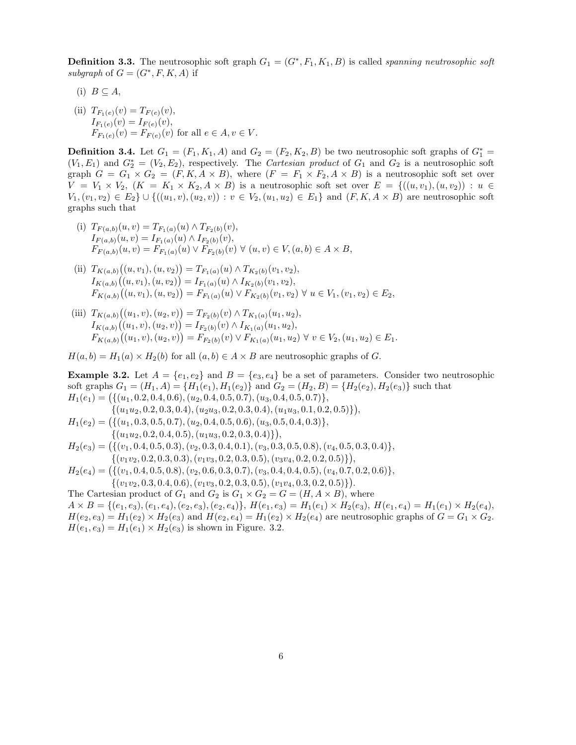**Definition 3.3.** The neutrosophic soft graph $G_1 = (G^*, F_1, K_1, B)$ is called *spanning neutrosophic soft subgraph* of $G = (G^*, F, K, A)$ if

(i) $B \subseteq A$,

(ii) $T_{F_1(e)}(v) = T_{F(e)}(v)$,
$I_{F_1(e)}(v) = I_{F(e)}(v)$,
$F_{F_1(e)}(v) = F_{F(e)}(v)$ for all $e \in A, v \in V$.

**Definition 3.4.** Let $G_1 = (F_1, K_1, A)$ and $G_2 = (F_2, K_2, B)$ be two neutrosophic soft graphs of $G_1^* = (V_1, E_1)$ and $G_2^* = (V_2, E_2)$, respectively. The *Cartesian product* of $G_1$ and $G_2$ is a neutrosophic soft graph $G = G_1 \times G_2 = (F, K, A \times B)$, where $(F = F_1 \times F_2, A \times B)$ is a neutrosophic soft set over $V = V_1 \times V_2$, $(K = K_1 \times K_2, A \times B)$ is a neutrosophic soft set over $E = \{((u, v_1), (u, v_2)) : u \in V_1, (v_1, v_2) \in E_2\} \cup \{((u_1, v), (u_2, v)) : v \in V_2, (u_1, u_2) \in E_1\}$ and $(F, K, A \times B)$ are neutrosophic soft graphs such that

(i) $T_{F(a,b)}(u, v) = T_{F_1(a)}(u) \wedge T_{F_2(b)}(v)$,
$I_{F(a,b)}(u, v) = I_{F_1(a)}(u) \wedge I_{F_2(b)}(v)$,
$F_{F(a,b)}(u, v) = F_{F_1(a)}(u) \vee F_{F_2(b)}(v) \ \forall \ (u, v) \in V, (a, b) \in A \times B$,

(ii) $T_{K(a,b)}\big((u, v_1), (u, v_2)\big) = T_{F_1(a)}(u) \wedge T_{K_2(b)}(v_1, v_2)$,
$I_{K(a,b)}\big((u, v_1), (u, v_2)\big) = I_{F_1(a)}(u) \wedge I_{K_2(b)}(v_1, v_2)$,
$F_{K(a,b)}\big((u, v_1), (u, v_2)\big) = F_{F_1(a)}(u) \vee F_{K_2(b)}(v_1, v_2) \ \forall \ u \in V_1, (v_1, v_2) \in E_2$,

(iii) $T_{K(a,b)}\big((u_1, v), (u_2, v)\big) = T_{F_2(b)}(v) \wedge T_{K_1(a)}(u_1, u_2)$,
$I_{K(a,b)}\big((u_1, v), (u_2, v)\big) = I_{F_2(b)}(v) \wedge I_{K_1(a)}(u_1, u_2)$,
$F_{K(a,b)}\big((u_1, v), (u_2, v)\big) = F_{F_2(b)}(v) \vee F_{K_1(a)}(u_1, u_2) \ \forall \ v \in V_2, (u_1, u_2) \in E_1$.

$H(a, b) = H_1(a) \times H_2(b)$ for all $(a, b) \in A \times B$ are neutrosophic graphs of $G$.

**Example 3.2.** Let $A = \{e_1, e_2\}$ and $B = \{e_3, e_4\}$ be a set of parameters. Consider two neutrosophic soft graphs $G_1 = (H_1, A) = \{H_1(e_1), H_1(e_2)\}$ and $G_2 = (H_2, B) = \{H_2(e_2), H_2(e_3)\}$ such that

$H_1(e_1) = \big(\{(u_1, 0.2, 0.4, 0.6), (u_2, 0.4, 0.5, 0.7), (u_3, 0.4, 0.5, 0.7)\},$
$\{(u_1u_2, 0.2, 0.3, 0.4), (u_2u_3, 0.2, 0.3, 0.4), (u_1u_3, 0.1, 0.2, 0.5)\}\big),$

$H_1(e_2) = \big(\{(u_1, 0.3, 0.5, 0.7), (u_2, 0.4, 0.5, 0.6), (u_3, 0.5, 0.4, 0.3)\},$
$\{(u_1u_2, 0.2, 0.4, 0.5), (u_1u_3, 0.2, 0.3, 0.4)\}\big),$

$H_2(e_3) = \big(\{(v_1, 0.4, 0.5, 0.3), (v_2, 0.3, 0.4, 0.1), (v_3, 0.3, 0.5, 0.8), (v_4, 0.5, 0.3, 0.4)\},$
$\{(v_1v_2, 0.2, 0.3, 0.3), (v_1v_3, 0.2, 0.3, 0.5), (v_3v_4, 0.2, 0.2, 0.5)\}\big),$

$H_2(e_4) = \big(\{(v_1, 0.4, 0.5, 0.8), (v_2, 0.6, 0.3, 0.7), (v_3, 0.4, 0.4, 0.5), (v_4, 0.7, 0.2, 0.6)\},$
$\{(v_1v_2, 0.3, 0.4, 0.6), (v_1v_3, 0.2, 0.3, 0.5), (v_1v_4, 0.3, 0.2, 0.5)\}\big).$

The Cartesian product of $G_1$ and $G_2$ is $G_1 \times G_2 = G = (H, A \times B)$, where $A \times B = \{(e_1, e_3), (e_1, e_4), (e_2, e_3), (e_2, e_4)\}$, $H(e_1, e_3) = H_1(e_1) \times H_2(e_3)$, $H(e_1, e_4) = H_1(e_1) \times H_2(e_4)$, $H(e_2, e_3) = H_1(e_2) \times H_2(e_3)$ and $H(e_2, e_4) = H_1(e_2) \times H_2(e_4)$ are neutrosophic graphs of $G = G_1 \times G_2$. $H(e_1, e_3) = H_1(e_1) \times H_2(e_3)$ is shown in Figure. 3.2.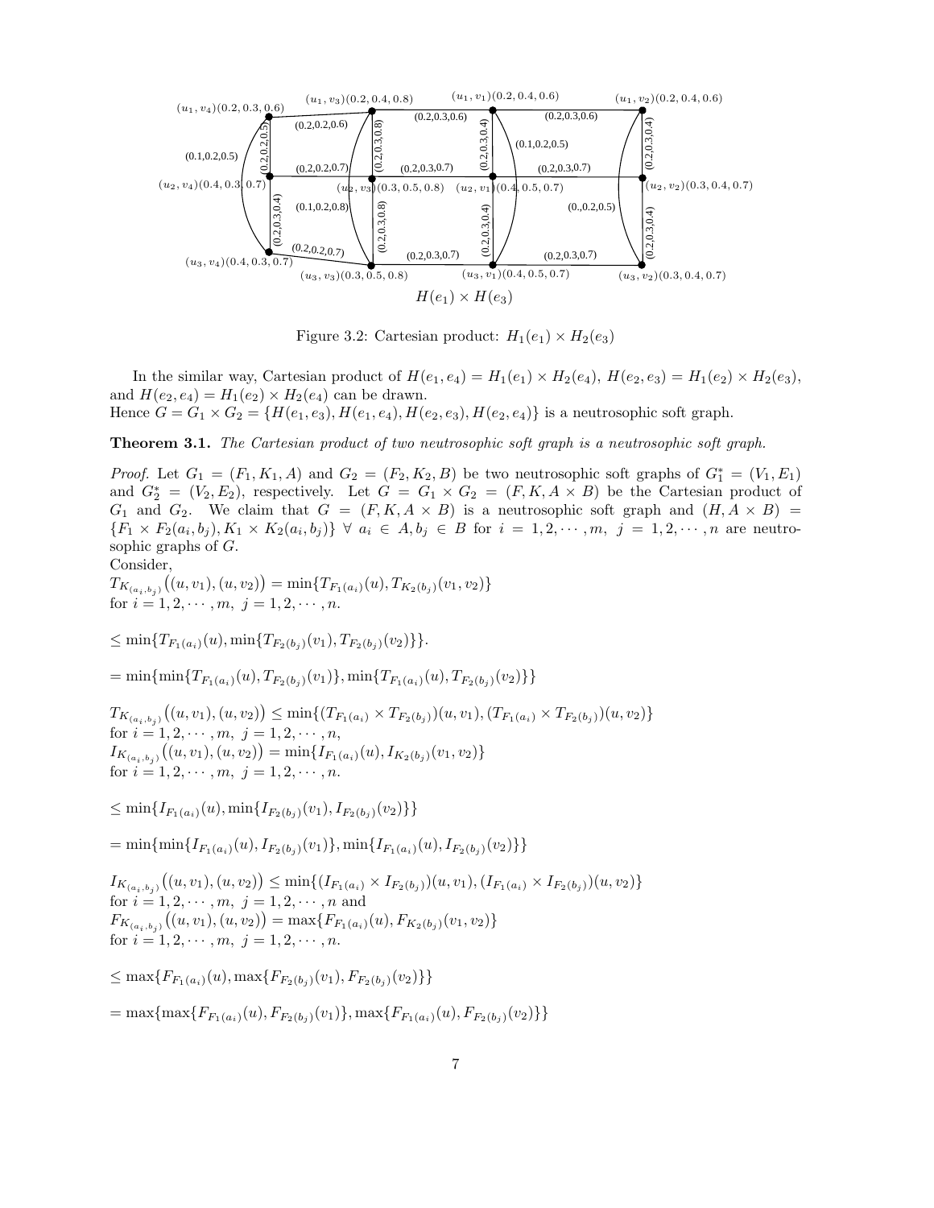$H(e_1) \times H(e_3)$

Figure 3.2: Cartesian product: $H_1(e_1) \times H_2(e_3)$

In the similar way, Cartesian product of $H(e_1, e_4) = H_1(e_1) \times H_2(e_4)$, $H(e_2, e_3) = H_1(e_2) \times H_2(e_3)$, and $H(e_2, e_4) = H_1(e_2) \times H_2(e_4)$ can be drawn.
Hence $G = G_1 \times G_2 = \{H(e_1, e_3), H(e_1, e_4), H(e_2, e_3), H(e_2, e_4)\}$ is a neutrosophic soft graph.

**Theorem 3.1.** *The Cartesian product of two neutrosophic soft graph is a neutrosophic soft graph.*

*Proof.* Let $G_1 = (F_1, K_1, A)$ and $G_2 = (F_2, K_2, B)$ be two neutrosophic soft graphs of $G_1^* = (V_1, E_1)$ and $G_2^* = (V_2, E_2)$, respectively. Let $G = G_1 \times G_2 = (F, K, A \times B)$ be the Cartesian product of $G_1$ and $G_2$. We claim that $G = (F, K, A \times B)$ is a neutrosophic soft graph and $(H, A \times B) = \{F_1 \times F_2(a_i, b_j), K_1 \times K_2(a_i, b_j)\}$ $\forall\ a_i \in A, b_j \in B$ for $i = 1, 2, \cdots, m,\ j = 1, 2, \cdots, n$ are neutrosophic graphs of $G$.
Consider,

$T_{K_{(a_i,b_j)}}\big((u, v_1), (u, v_2)\big) = \min\{T_{F_1(a_i)}(u), T_{K_2(b_j)}(v_1, v_2)\}$
for $i = 1, 2, \cdots, m,\ j = 1, 2, \cdots, n$.

$\leq \min\{T_{F_1(a_i)}(u), \min\{T_{F_2(b_j)}(v_1), T_{F_2(b_j)}(v_2)\}\}$.

$= \min\{\min\{T_{F_1(a_i)}(u), T_{F_2(b_j)}(v_1)\}, \min\{T_{F_1(a_i)}(u), T_{F_2(b_j)}(v_2)\}\}$

$T_{K_{(a_i,b_j)}}\big((u, v_1), (u, v_2)\big) \leq \min\{(T_{F_1(a_i)} \times T_{F_2(b_j)})(u, v_1), (T_{F_1(a_i)} \times T_{F_2(b_j)})(u, v_2)\}$
for $i = 1, 2, \cdots, m,\ j = 1, 2, \cdots, n$,
$I_{K_{(a_i,b_j)}}\big((u, v_1), (u, v_2)\big) = \min\{I_{F_1(a_i)}(u), I_{K_2(b_j)}(v_1, v_2)\}$
for $i = 1, 2, \cdots, m,\ j = 1, 2, \cdots, n$.

$\leq \min\{I_{F_1(a_i)}(u), \min\{I_{F_2(b_j)}(v_1), I_{F_2(b_j)}(v_2)\}\}$

$= \min\{\min\{I_{F_1(a_i)}(u), I_{F_2(b_j)}(v_1)\}, \min\{I_{F_1(a_i)}(u), I_{F_2(b_j)}(v_2)\}\}$

$I_{K_{(a_i,b_j)}}\big((u, v_1), (u, v_2)\big) \leq \min\{(I_{F_1(a_i)} \times I_{F_2(b_j)})(u, v_1), (I_{F_1(a_i)} \times I_{F_2(b_j)})(u, v_2)\}$
for $i = 1, 2, \cdots, m,\ j = 1, 2, \cdots, n$ and
$F_{K_{(a_i,b_j)}}\big((u, v_1), (u, v_2)\big) = \max\{F_{F_1(a_i)}(u), F_{K_2(b_j)}(v_1, v_2)\}$
for $i = 1, 2, \cdots, m,\ j = 1, 2, \cdots, n$.

$\leq \max\{F_{F_1(a_i)}(u), \max\{F_{F_2(b_j)}(v_1), F_{F_2(b_j)}(v_2)\}\}$

$= \max\{\max\{F_{F_1(a_i)}(u), F_{F_2(b_j)}(v_1)\}, \max\{F_{F_1(a_i)}(u), F_{F_2(b_j)}(v_2)\}\}$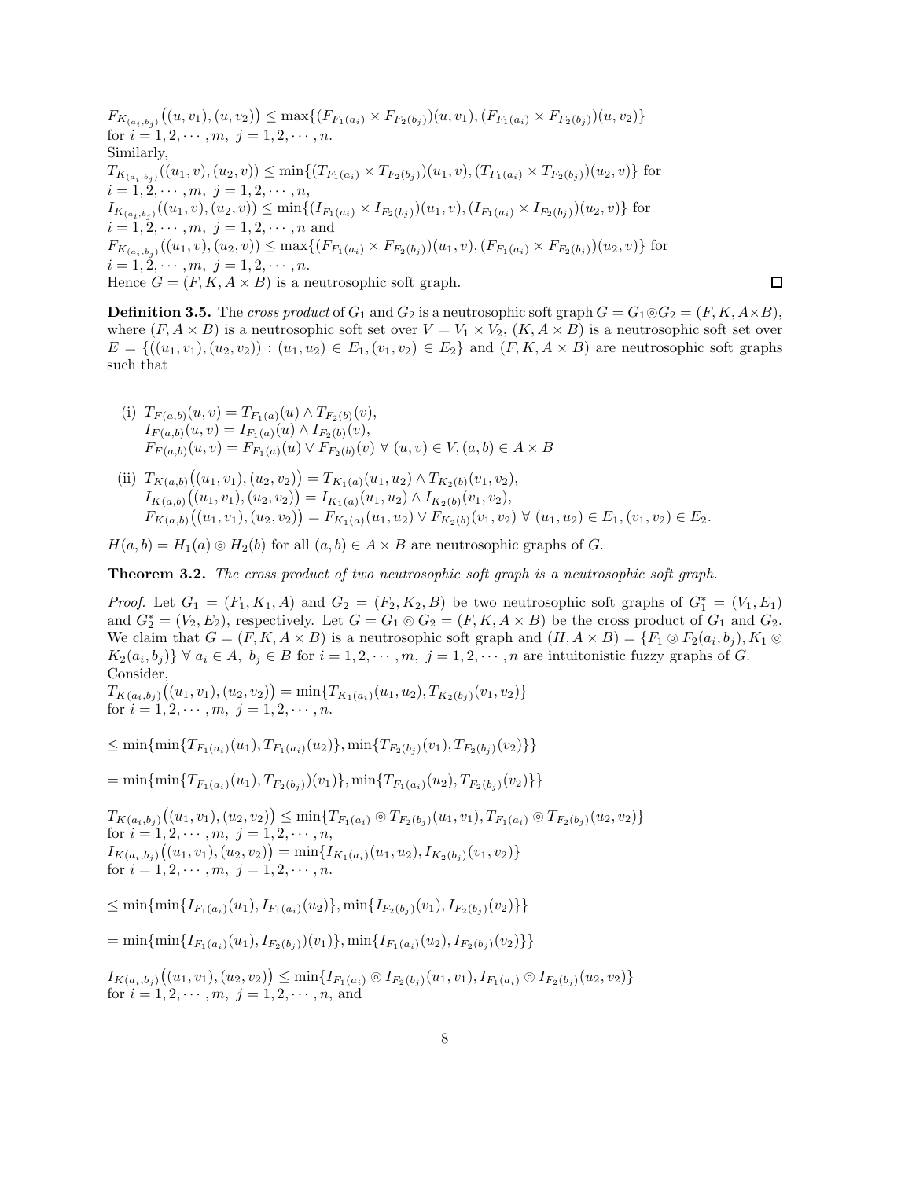$F_{K_{(a_i,b_j)}}\big((u,v_1),(u,v_2)\big) \leq \max\{(F_{F_1(a_i)} \times F_{F_2(b_j)})(u,v_1),(F_{F_1(a_i)} \times F_{F_2(b_j)})(u,v_2)\}$
for $i = 1,2,\cdots,m,\ j = 1,2,\cdots,n.$
Similarly,
$T_{K_{(a_i,b_j)}}((u_1,v),(u_2,v)) \leq \min\{(T_{F_1(a_i)} \times T_{F_2(b_j)})(u_1,v),(T_{F_1(a_i)} \times T_{F_2(b_j)})(u_2,v)\}$ for
$i = 1,2,\cdots,m,\ j = 1,2,\cdots,n,$
$I_{K_{(a_i,b_j)}}((u_1,v),(u_2,v)) \leq \min\{(I_{F_1(a_i)} \times I_{F_2(b_j)})(u_1,v),(I_{F_1(a_i)} \times I_{F_2(b_j)})(u_2,v)\}$ for
$i = 1,2,\cdots,m,\ j = 1,2,\cdots,n$ and
$F_{K_{(a_i,b_j)}}((u_1,v),(u_2,v)) \leq \max\{(F_{F_1(a_i)} \times F_{F_2(b_j)})(u_1,v),(F_{F_1(a_i)} \times F_{F_2(b_j)})(u_2,v)\}$ for
$i = 1,2,\cdots,m,\ j = 1,2,\cdots,n.$
Hence $G = (F,K,A \times B)$ is a neutrosophic soft graph. □

**Definition 3.5.** The *cross product* of $G_1$ and $G_2$ is a neutrosophic soft graph $G = G_1 \circledcirc G_2 = (F,K,A\times B)$, where $(F,A\times B)$ is a neutrosophic soft set over $V = V_1 \times V_2$, $(K,A\times B)$ is a neutrosophic soft set over $E = \{((u_1,v_1),(u_2,v_2)) : (u_1,u_2) \in E_1, (v_1,v_2) \in E_2\}$ and $(F,K,A\times B)$ are neutrosophic soft graphs such that

(i) $T_{F(a,b)}(u,v) = T_{F_1(a)}(u) \wedge T_{F_2(b)}(v),$
$I_{F(a,b)}(u,v) = I_{F_1(a)}(u) \wedge I_{F_2(b)}(v),$
$F_{F(a,b)}(u,v) = F_{F_1(a)}(u) \vee F_{F_2(b)}(v)\ \forall\ (u,v) \in V, (a,b) \in A \times B$

(ii) $T_{K(a,b)}\big((u_1,v_1),(u_2,v_2)\big) = T_{K_1(a)}(u_1,u_2) \wedge T_{K_2(b)}(v_1,v_2),$
$I_{K(a,b)}\big((u_1,v_1),(u_2,v_2)\big) = I_{K_1(a)}(u_1,u_2) \wedge I_{K_2(b)}(v_1,v_2),$
$F_{K(a,b)}\big((u_1,v_1),(u_2,v_2)\big) = F_{K_1(a)}(u_1,u_2) \vee F_{K_2(b)}(v_1,v_2)\ \forall\ (u_1,u_2) \in E_1, (v_1,v_2) \in E_2.$

$H(a,b) = H_1(a) \circledcirc H_2(b)$ for all $(a,b) \in A \times B$ are neutrosophic graphs of $G$.

**Theorem 3.2.** *The cross product of two neutrosophic soft graph is a neutrosophic soft graph.*

*Proof.* Let $G_1 = (F_1,K_1,A)$ and $G_2 = (F_2,K_2,B)$ be two neutrosophic soft graphs of $G_1^* = (V_1,E_1)$ and $G_2^* = (V_2,E_2)$, respectively. Let $G = G_1 \circledcirc G_2 = (F,K,A\times B)$ be the cross product of $G_1$ and $G_2$. We claim that $G = (F,K,A\times B)$ is a neutrosophic soft graph and $(H,A\times B) = \{F_1 \circledcirc F_2(a_i,b_j), K_1 \circledcirc K_2(a_i,b_j)\}\ \forall\ a_i \in A,\ b_j \in B$ for $i = 1,2,\cdots,m,\ j = 1,2,\cdots,n$ are intuitonistic fuzzy graphs of $G$.
Consider,
$T_{K_{(a_i,b_j)}}\big((u_1,v_1),(u_2,v_2)\big) = \min\{T_{K_1(a_i)}(u_1,u_2), T_{K_2(b_j)}(v_1,v_2)\}$
for $i = 1,2,\cdots,m,\ j = 1,2,\cdots,n.$

$\leq \min\{\min\{T_{F_1(a_i)}(u_1), T_{F_1(a_i)}(u_2)\}, \min\{T_{F_2(b_j)}(v_1), T_{F_2(b_j)}(v_2)\}\}$

$= \min\{\min\{T_{F_1(a_i)}(u_1), T_{F_2(b_j)})(v_1)\}, \min\{T_{F_1(a_i)}(u_2), T_{F_2(b_j)}(v_2)\}\}$

$T_{K_{(a_i,b_j)}}\big((u_1,v_1),(u_2,v_2)\big) \leq \min\{T_{F_1(a_i)} \circledcirc T_{F_2(b_j)}(u_1,v_1), T_{F_1(a_i)} \circledcirc T_{F_2(b_j)}(u_2,v_2)\}$
for $i = 1,2,\cdots,m,\ j = 1,2,\cdots,n,$
$I_{K_{(a_i,b_j)}}\big((u_1,v_1),(u_2,v_2)\big) = \min\{I_{K_1(a_i)}(u_1,u_2), I_{K_2(b_j)}(v_1,v_2)\}$
for $i = 1,2,\cdots,m,\ j = 1,2,\cdots,n.$

$\leq \min\{\min\{I_{F_1(a_i)}(u_1), I_{F_1(a_i)}(u_2)\}, \min\{I_{F_2(b_j)}(v_1), I_{F_2(b_j)}(v_2)\}\}$

$= \min\{\min\{I_{F_1(a_i)}(u_1), I_{F_2(b_j)})(v_1)\}, \min\{I_{F_1(a_i)}(u_2), I_{F_2(b_j)}(v_2)\}\}$

$I_{K_{(a_i,b_j)}}\big((u_1,v_1),(u_2,v_2)\big) \leq \min\{I_{F_1(a_i)} \circledcirc I_{F_2(b_j)}(u_1,v_1), I_{F_1(a_i)} \circledcirc I_{F_2(b_j)}(u_2,v_2)\}$
for $i = 1,2,\cdots,m,\ j = 1,2,\cdots,n,$ and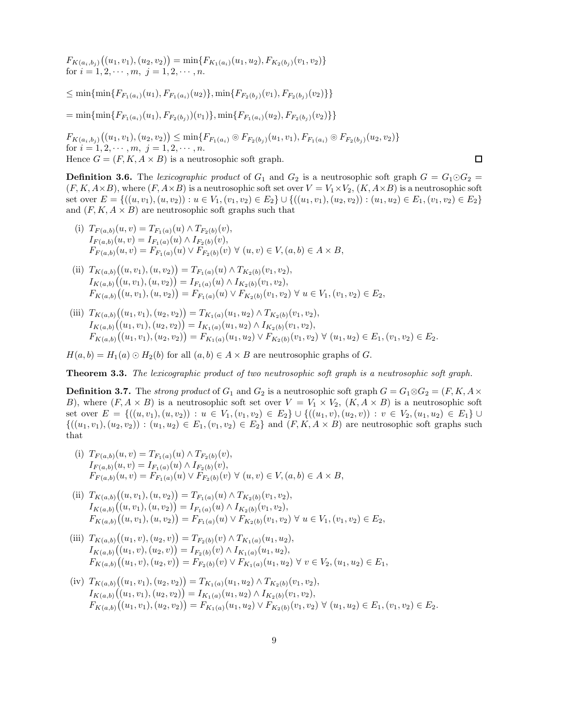$F_{K(a_i,b_j)}\big((u_1,v_1),(u_2,v_2)\big) = \min\{F_{K_1(a_i)}(u_1,u_2), F_{K_2(b_j)}(v_1,v_2)\}$
for $i = 1,2,\cdots,m,\ j = 1,2,\cdots,n.$

$\leq \min\{\min\{F_{F_1(a_i)}(u_1), F_{F_1(a_i)}(u_2)\}, \min\{F_{F_2(b_j)}(v_1), F_{F_2(b_j)}(v_2)\}\}$

$= \min\{\min\{F_{F_1(a_i)}(u_1), F_{F_2(b_j)})(v_1)\}, \min\{F_{F_1(a_i)}(u_2), F_{F_2(b_j)}(v_2)\}\}$

$F_{K(a_i,b_j)}\big((u_1,v_1),(u_2,v_2)\big) \leq \min\{F_{F_1(a_i)} \circledcirc F_{F_2(b_j)}(u_1,v_1), F_{F_1(a_i)} \circledcirc F_{F_2(b_j)}(u_2,v_2)\}$
for $i = 1,2,\cdots,m,\ j = 1,2,\cdots,n.$
Hence $G = (F,K,A\times B)$ is a neutrosophic soft graph. □

**Definition 3.6.** The *lexicographic product* of $G_1$ and $G_2$ is a neutrosophic soft graph $G = G_1 \odot G_2 = (F,K,A\times B)$, where $(F,A\times B)$ is a neutrosophic soft set over $V = V_1\times V_2$, $(K,A\times B)$ is a neutrosophic soft set over $E = \{((u,v_1),(u,v_2)) : u\in V_1, (v_1,v_2)\in E_2\} \cup \{((u_1,v_1),(u_2,v_2)) : (u_1,u_2)\in E_1, (v_1,v_2)\in E_2\}$ and $(F,K,A\times B)$ are neutrosophic soft graphs such that

(i) $T_{F(a,b)}(u,v) = T_{F_1(a)}(u) \wedge T_{F_2(b)}(v)$,
$I_{F(a,b)}(u,v) = I_{F_1(a)}(u) \wedge I_{F_2(b)}(v)$,
$F_{F(a,b)}(u,v) = F_{F_1(a)}(u) \vee F_{F_2(b)}(v)\ \forall\ (u,v)\in V, (a,b)\in A\times B$,

(ii) $T_{K(a,b)}\big((u,v_1),(u,v_2)\big) = T_{F_1(a)}(u) \wedge T_{K_2(b)}(v_1,v_2)$,
$I_{K(a,b)}\big((u,v_1),(u,v_2)\big) = I_{F_1(a)}(u) \wedge I_{K_2(b)}(v_1,v_2)$,
$F_{K(a,b)}\big((u,v_1),(u,v_2)\big) = F_{F_1(a)}(u) \vee F_{K_2(b)}(v_1,v_2)\ \forall\ u\in V_1, (v_1,v_2)\in E_2$,

(iii) $T_{K(a,b)}\big((u_1,v_1),(u_2,v_2)\big) = T_{K_1(a)}(u_1,u_2) \wedge T_{K_2(b)}(v_1,v_2)$,
$I_{K(a,b)}\big((u_1,v_1),(u_2,v_2)\big) = I_{K_1(a)}(u_1,u_2) \wedge I_{K_2(b)}(v_1,v_2)$,
$F_{K(a,b)}\big((u_1,v_1),(u_2,v_2)\big) = F_{K_1(a)}(u_1,u_2) \vee F_{K_2(b)}(v_1,v_2)\ \forall\ (u_1,u_2)\in E_1, (v_1,v_2)\in E_2$.

$H(a,b) = H_1(a)\odot H_2(b)$ for all $(a,b)\in A\times B$ are neutrosophic graphs of $G$.

**Theorem 3.3.** *The lexicographic product of two neutrosophic soft graph is a neutrosophic soft graph.*

**Definition 3.7.** The *strong product* of $G_1$ and $G_2$ is a neutrosophic soft graph $G = G_1\otimes G_2 = (F,K,A\times B)$, where $(F,A\times B)$ is a neutrosophic soft set over $V = V_1\times V_2$, $(K,A\times B)$ is a neutrosophic soft set over $E = \{((u,v_1),(u,v_2)) : u\in V_1, (v_1,v_2)\in E_2\} \cup \{((u_1,v),(u_2,v)) : v\in V_2, (u_1,u_2)\in E_1\} \cup \{((u_1,v_1),(u_2,v_2)) : (u_1,u_2)\in E_1, (v_1,v_2)\in E_2\}$ and $(F,K,A\times B)$ are neutrosophic soft graphs such that

(i) $T_{F(a,b)}(u,v) = T_{F_1(a)}(u) \wedge T_{F_2(b)}(v)$,
$I_{F(a,b)}(u,v) = I_{F_1(a)}(u) \wedge I_{F_2(b)}(v)$,
$F_{F(a,b)}(u,v) = F_{F_1(a)}(u) \vee F_{F_2(b)}(v)\ \forall\ (u,v)\in V, (a,b)\in A\times B$,

(ii) $T_{K(a,b)}\big((u,v_1),(u,v_2)\big) = T_{F_1(a)}(u) \wedge T_{K_2(b)}(v_1,v_2)$,
$I_{K(a,b)}\big((u,v_1),(u,v_2)\big) = I_{F_1(a)}(u) \wedge I_{K_2(b)}(v_1,v_2)$,
$F_{K(a,b)}\big((u,v_1),(u,v_2)\big) = F_{F_1(a)}(u) \vee F_{K_2(b)}(v_1,v_2)\ \forall\ u\in V_1, (v_1,v_2)\in E_2$,

(iii) $T_{K(a,b)}\big((u_1,v),(u_2,v)\big) = T_{F_2(b)}(v) \wedge T_{K_1(a)}(u_1,u_2)$,
$I_{K(a,b)}\big((u_1,v),(u_2,v)\big) = I_{F_2(b)}(v) \wedge I_{K_1(a)}(u_1,u_2)$,
$F_{K(a,b)}\big((u_1,v),(u_2,v)\big) = F_{F_2(b)}(v) \vee F_{K_1(a)}(u_1,u_2)\ \forall\ v\in V_2, (u_1,u_2)\in E_1$,

(iv) $T_{K(a,b)}\big((u_1,v_1),(u_2,v_2)\big) = T_{K_1(a)}(u_1,u_2) \wedge T_{K_2(b)}(v_1,v_2)$,
$I_{K(a,b)}\big((u_1,v_1),(u_2,v_2)\big) = I_{K_1(a)}(u_1,u_2) \wedge I_{K_2(b)}(v_1,v_2)$,
$F_{K(a,b)}\big((u_1,v_1),(u_2,v_2)\big) = F_{K_1(a)}(u_1,u_2) \vee F_{K_2(b)}(v_1,v_2)\ \forall\ (u_1,u_2)\in E_1, (v_1,v_2)\in E_2$.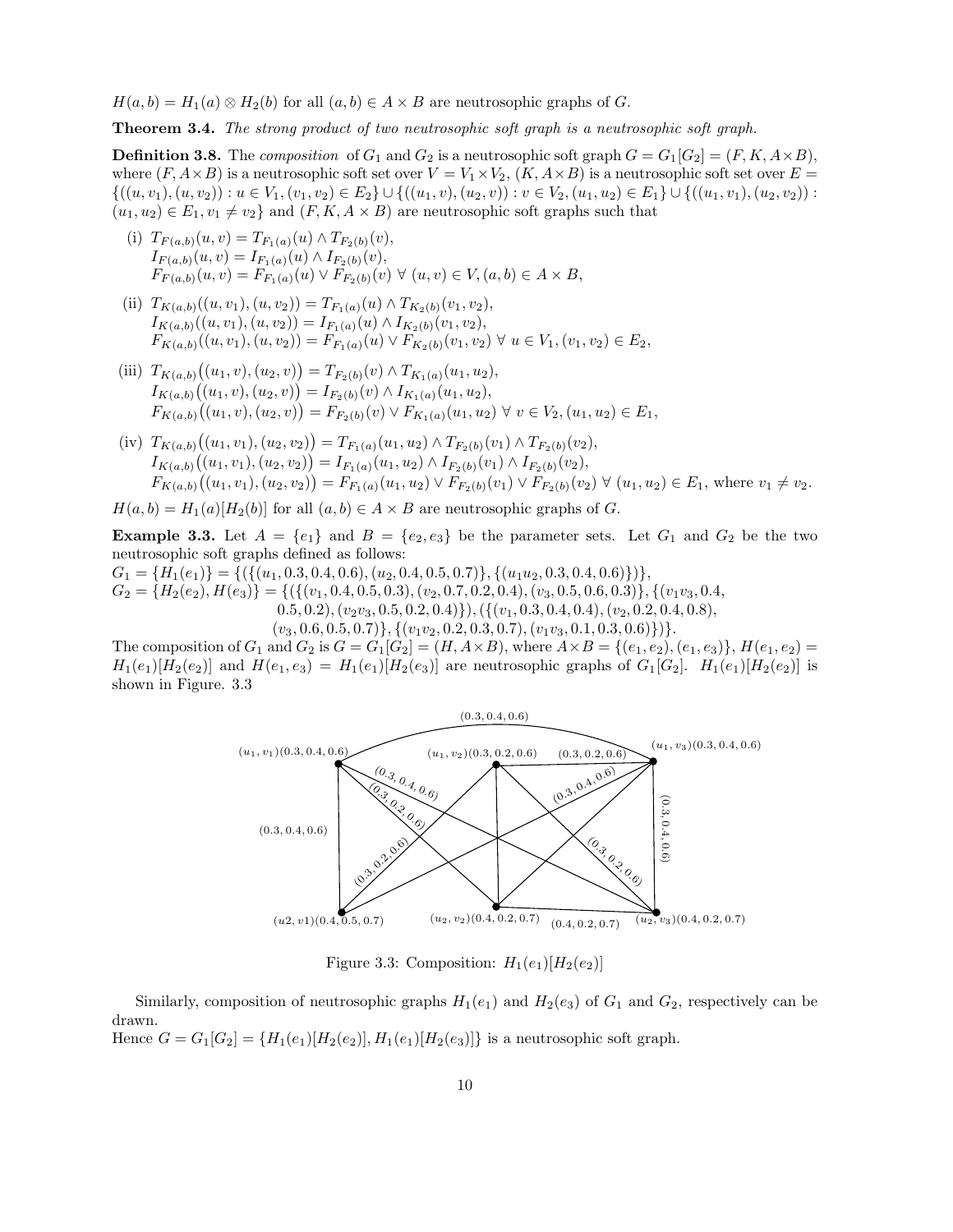$H(a,b) = H_1(a) \otimes H_2(b)$ for all $(a,b) \in A \times B$ are neutrosophic graphs of $G$.

**Theorem 3.4.** *The strong product of two neutrosophic soft graph is a neutrosophic soft graph.*

**Definition 3.8.** The *composition* of $G_1$ and $G_2$ is a neutrosophic soft graph $G = G_1[G_2] = (F, K, A \times B)$, where $(F, A \times B)$ is a neutrosophic soft set over $V = V_1 \times V_2$, $(K, A \times B)$ is a neutrosophic soft set over $E = \{((u,v_1),(u,v_2)) : u \in V_1, (v_1,v_2) \in E_2\} \cup \{((u_1,v),(u_2,v)) : v \in V_2, (u_1,u_2) \in E_1\} \cup \{((u_1,v_1),(u_2,v_2)) : (u_1,u_2) \in E_1, v_1 \neq v_2\}$ and $(F, K, A \times B)$ are neutrosophic soft graphs such that

(i) $T_{F(a,b)}(u,v) = T_{F_1(a)}(u) \wedge T_{F_2(b)}(v)$,
$I_{F(a,b)}(u,v) = I_{F_1(a)}(u) \wedge I_{F_2(b)}(v)$,
$F_{F(a,b)}(u,v) = F_{F_1(a)}(u) \vee F_{F_2(b)}(v) \ \forall \ (u,v) \in V, (a,b) \in A \times B$,

(ii) $T_{K(a,b)}((u,v_1),(u,v_2)) = T_{F_1(a)}(u) \wedge T_{K_2(b)}(v_1,v_2)$,
$I_{K(a,b)}((u,v_1),(u,v_2)) = I_{F_1(a)}(u) \wedge I_{K_2(b)}(v_1,v_2)$,
$F_{K(a,b)}((u,v_1),(u,v_2)) = F_{F_1(a)}(u) \vee F_{K_2(b)}(v_1,v_2) \ \forall \ u \in V_1, (v_1,v_2) \in E_2$,

(iii) $T_{K(a,b)}\big((u_1,v),(u_2,v)\big) = T_{F_2(b)}(v) \wedge T_{K_1(a)}(u_1,u_2)$,
$I_{K(a,b)}\big((u_1,v),(u_2,v)\big) = I_{F_2(b)}(v) \wedge I_{K_1(a)}(u_1,u_2)$,
$F_{K(a,b)}\big((u_1,v),(u_2,v)\big) = F_{F_2(b)}(v) \vee F_{K_1(a)}(u_1,u_2) \ \forall \ v \in V_2, (u_1,u_2) \in E_1$,

(iv) $T_{K(a,b)}\big((u_1,v_1),(u_2,v_2)\big) = T_{F_1(a)}(u_1,u_2) \wedge T_{F_2(b)}(v_1) \wedge T_{F_2(b)}(v_2)$,
$I_{K(a,b)}\big((u_1,v_1),(u_2,v_2)\big) = I_{F_1(a)}(u_1,u_2) \wedge I_{F_2(b)}(v_1) \wedge I_{F_2(b)}(v_2)$,
$F_{K(a,b)}\big((u_1,v_1),(u_2,v_2)\big) = F_{F_1(a)}(u_1,u_2) \vee F_{F_2(b)}(v_1) \vee F_{F_2(b)}(v_2) \ \forall \ (u_1,u_2) \in E_1$, where $v_1 \neq v_2$.

$H(a,b) = H_1(a)[H_2(b)]$ for all $(a,b) \in A \times B$ are neutrosophic graphs of $G$.

**Example 3.3.** Let $A = \{e_1\}$ and $B = \{e_2, e_3\}$ be the parameter sets. Let $G_1$ and $G_2$ be the two neutrosophic soft graphs defined as follows:
$G_1 = \{H_1(e_1)\} = \{(\{(u_1, 0.3, 0.4, 0.6), (u_2, 0.4, 0.5, 0.7)\}, \{(u_1u_2, 0.3, 0.4, 0.6)\})\}$,
$G_2 = \{H_2(e_2), H(e_3)\} = \{(\{(v_1, 0.4, 0.5, 0.3), (v_2, 0.7, 0.2, 0.4), (v_3, 0.5, 0.6, 0.3)\}, \{(v_1v_3, 0.4, 0.5, 0.2), (v_2v_3, 0.5, 0.2, 0.4)\}), (\{(v_1, 0.3, 0.4, 0.4), (v_2, 0.2, 0.4, 0.8), (v_3, 0.6, 0.5, 0.7)\}, \{(v_1v_2, 0.2, 0.3, 0.7), (v_1v_3, 0.1, 0.3, 0.6)\})\}$.
The composition of $G_1$ and $G_2$ is $G = G_1[G_2] = (H, A \times B)$, where $A \times B = \{(e_1, e_2), (e_1, e_3)\}$, $H(e_1, e_2) = H_1(e_1)[H_2(e_2)]$ and $H(e_1, e_3) = H_1(e_1)[H_2(e_3)]$ are neutrosophic graphs of $G_1[G_2]$. $H_1(e_1)[H_2(e_2)]$ is shown in Figure. 3.3

Figure 3.3: Composition: $H_1(e_1)[H_2(e_2)]$

Similarly, composition of neutrosophic graphs $H_1(e_1)$ and $H_2(e_3)$ of $G_1$ and $G_2$, respectively can be drawn.
Hence $G = G_1[G_2] = \{H_1(e_1)[H_2(e_2)], H_1(e_1)[H_2(e_3)]\}$ is a neutrosophic soft graph.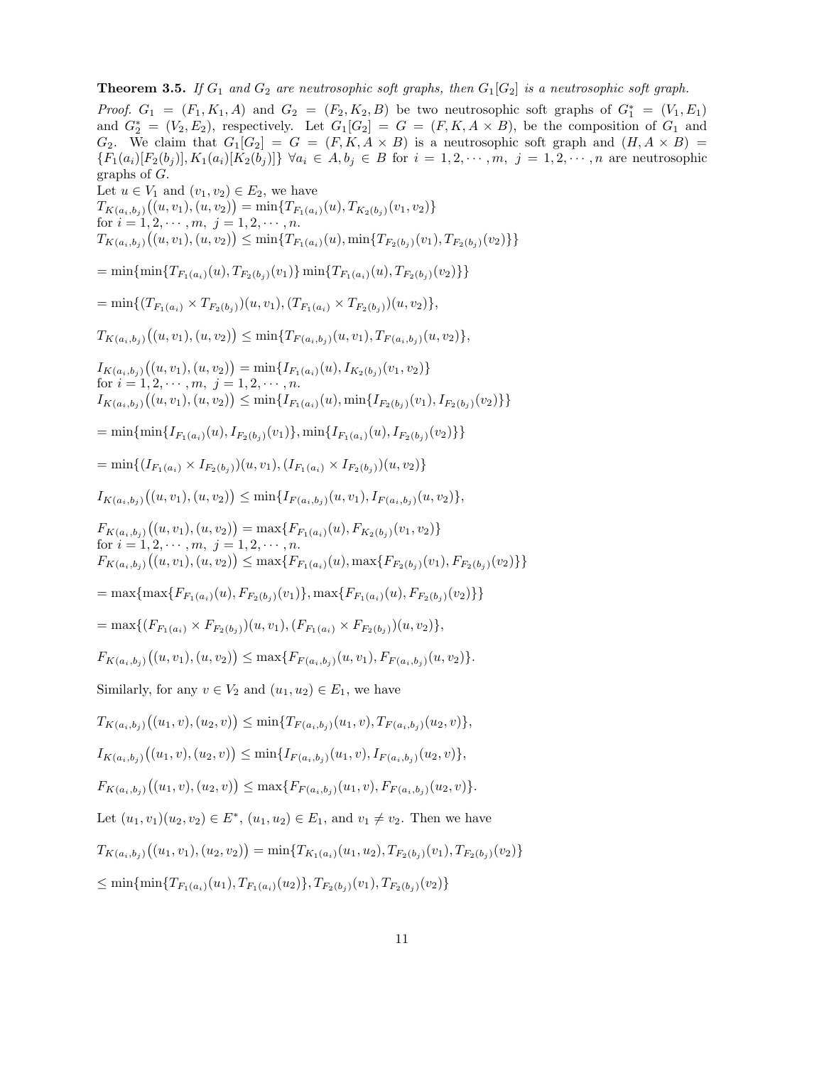**Theorem 3.5.** *If $G_1$ and $G_2$ are neutrosophic soft graphs, then $G_1[G_2]$ is a neutrosophic soft graph.*

*Proof.* $G_1 = (F_1, K_1, A)$ and $G_2 = (F_2, K_2, B)$ be two neutrosophic soft graphs of $G_1^* = (V_1, E_1)$ and $G_2^* = (V_2, E_2)$, respectively. Let $G_1[G_2] = G = (F, K, A \times B)$, be the composition of $G_1$ and $G_2$. We claim that $G_1[G_2] = G = (F, K, A \times B)$ is a neutrosophic soft graph and $(H, A \times B) = \{F_1(a_i)[F_2(b_j)], K_1(a_i)[K_2(b_j)]\}$ $\forall a_i \in A, b_j \in B$ for $i = 1, 2, \cdots, m,\ j = 1, 2, \cdots, n$ are neutrosophic graphs of $G$.

Let $u \in V_1$ and $(v_1, v_2) \in E_2$, we have

$T_{K(a_i,b_j)}\big((u, v_1), (u, v_2)\big) = \min\{T_{F_1(a_i)}(u), T_{K_2(b_j)}(v_1, v_2)\}$

for $i = 1, 2, \cdots, m,\ j = 1, 2, \cdots, n$.

$T_{K(a_i,b_j)}\big((u, v_1), (u, v_2)\big) \leq \min\{T_{F_1(a_i)}(u), \min\{T_{F_2(b_j)}(v_1), T_{F_2(b_j)}(v_2)\}\}$

$= \min\{\min\{T_{F_1(a_i)}(u), T_{F_2(b_j)}(v_1)\} \min\{T_{F_1(a_i)}(u), T_{F_2(b_j)}(v_2)\}\}$

$= \min\{(T_{F_1(a_i)} \times T_{F_2(b_j)})(u, v_1), (T_{F_1(a_i)} \times T_{F_2(b_j)})(u, v_2)\},$

$T_{K(a_i,b_j)}\big((u, v_1), (u, v_2)\big) \leq \min\{T_{F(a_i,b_j)}(u, v_1), T_{F(a_i,b_j)}(u, v_2)\},$

$I_{K(a_i,b_j)}\big((u, v_1), (u, v_2)\big) = \min\{I_{F_1(a_i)}(u), I_{K_2(b_j)}(v_1, v_2)\}$

for $i = 1, 2, \cdots, m,\ j = 1, 2, \cdots, n$.

$I_{K(a_i,b_j)}\big((u, v_1), (u, v_2)\big) \leq \min\{I_{F_1(a_i)}(u), \min\{I_{F_2(b_j)}(v_1), I_{F_2(b_j)}(v_2)\}\}$

$= \min\{\min\{I_{F_1(a_i)}(u), I_{F_2(b_j)}(v_1)\}, \min\{I_{F_1(a_i)}(u), I_{F_2(b_j)}(v_2)\}\}$

$= \min\{(I_{F_1(a_i)} \times I_{F_2(b_j)})(u, v_1), (I_{F_1(a_i)} \times I_{F_2(b_j)})(u, v_2)\}$

$I_{K(a_i,b_j)}\big((u, v_1), (u, v_2)\big) \leq \min\{I_{F(a_i,b_j)}(u, v_1), I_{F(a_i,b_j)}(u, v_2)\},$

$F_{K(a_i,b_j)}\big((u, v_1), (u, v_2)\big) = \max\{F_{F_1(a_i)}(u), F_{K_2(b_j)}(v_1, v_2)\}$

for $i = 1, 2, \cdots, m,\ j = 1, 2, \cdots, n$.

$F_{K(a_i,b_j)}\big((u, v_1), (u, v_2)\big) \leq \max\{F_{F_1(a_i)}(u), \max\{F_{F_2(b_j)}(v_1), F_{F_2(b_j)}(v_2)\}\}$

$= \max\{\max\{F_{F_1(a_i)}(u), F_{F_2(b_j)}(v_1)\}, \max\{F_{F_1(a_i)}(u), F_{F_2(b_j)}(v_2)\}\}$

$= \max\{(F_{F_1(a_i)} \times F_{F_2(b_j)})(u, v_1), (F_{F_1(a_i)} \times F_{F_2(b_j)})(u, v_2)\},$

$F_{K(a_i,b_j)}\big((u, v_1), (u, v_2)\big) \leq \max\{F_{F(a_i,b_j)}(u, v_1), F_{F(a_i,b_j)}(u, v_2)\}.$

Similarly, for any $v \in V_2$ and $(u_1, u_2) \in E_1$, we have

$T_{K(a_i,b_j)}\big((u_1, v), (u_2, v)\big) \leq \min\{T_{F(a_i,b_j)}(u_1, v), T_{F(a_i,b_j)}(u_2, v)\},$

$I_{K(a_i,b_j)}\big((u_1, v), (u_2, v)\big) \leq \min\{I_{F(a_i,b_j)}(u_1, v), I_{F(a_i,b_j)}(u_2, v)\},$

$F_{K(a_i,b_j)}\big((u_1, v), (u_2, v)\big) \leq \max\{F_{F(a_i,b_j)}(u_1, v), F_{F(a_i,b_j)}(u_2, v)\}.$

Let $(u_1, v_1)(u_2, v_2) \in E^*$, $(u_1, u_2) \in E_1$, and $v_1 \neq v_2$. Then we have

$T_{K(a_i,b_j)}\big((u_1, v_1), (u_2, v_2)\big) = \min\{T_{K_1(a_i)}(u_1, u_2), T_{F_2(b_j)}(v_1), T_{F_2(b_j)}(v_2)\}$

$\leq \min\{\min\{T_{F_1(a_i)}(u_1), T_{F_1(a_i)}(u_2)\}, T_{F_2(b_j)}(v_1), T_{F_2(b_j)}(v_2)\}$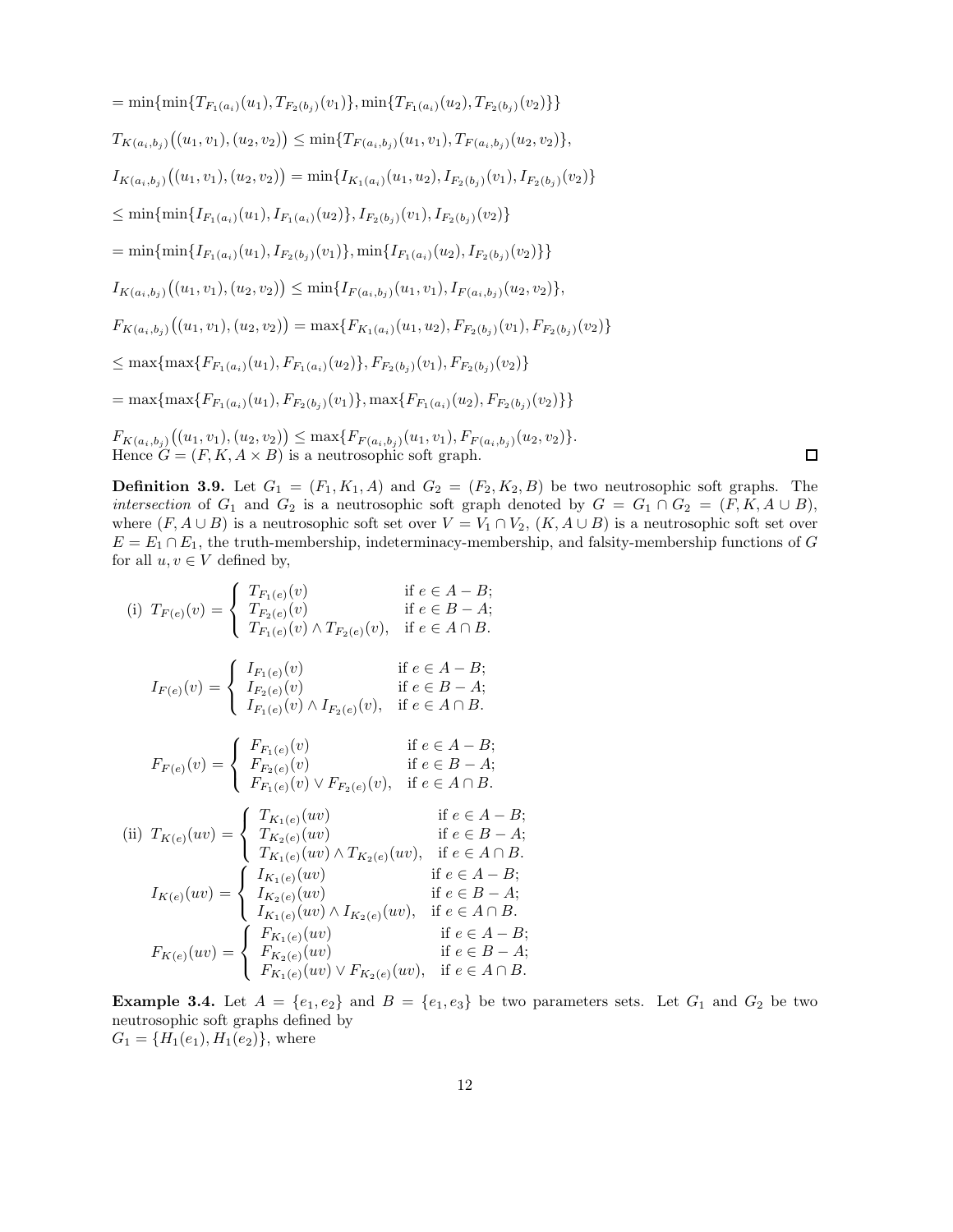$$= \min\{\min\{T_{F_1(a_i)}(u_1), T_{F_2(b_j)}(v_1)\}, \min\{T_{F_1(a_i)}(u_2), T_{F_2(b_j)}(v_2)\}\}$$

$$T_{K(a_i,b_j)}\big((u_1,v_1),(u_2,v_2)\big) \leq \min\{T_{F(a_i,b_j)}(u_1,v_1), T_{F(a_i,b_j)}(u_2,v_2)\},$$

$$I_{K(a_i,b_j)}\big((u_1,v_1),(u_2,v_2)\big) = \min\{I_{K_1(a_i)}(u_1,u_2), I_{F_2(b_j)}(v_1), I_{F_2(b_j)}(v_2)\}$$

$$\leq \min\{\min\{I_{F_1(a_i)}(u_1), I_{F_1(a_i)}(u_2)\}, I_{F_2(b_j)}(v_1), I_{F_2(b_j)}(v_2)\}$$

$$= \min\{\min\{I_{F_1(a_i)}(u_1), I_{F_2(b_j)}(v_1)\}, \min\{I_{F_1(a_i)}(u_2), I_{F_2(b_j)}(v_2)\}\}$$

$$I_{K(a_i,b_j)}\big((u_1,v_1),(u_2,v_2)\big) \leq \min\{I_{F(a_i,b_j)}(u_1,v_1), I_{F(a_i,b_j)}(u_2,v_2)\},$$

$$F_{K(a_i,b_j)}\big((u_1,v_1),(u_2,v_2)\big) = \max\{F_{K_1(a_i)}(u_1,u_2), F_{F_2(b_j)}(v_1), F_{F_2(b_j)}(v_2)\}$$

$$\leq \max\{\max\{F_{F_1(a_i)}(u_1), F_{F_1(a_i)}(u_2)\}, F_{F_2(b_j)}(v_1), F_{F_2(b_j)}(v_2)\}$$

$$= \max\{\max\{F_{F_1(a_i)}(u_1), F_{F_2(b_j)}(v_1)\}, \max\{F_{F_1(a_i)}(u_2), F_{F_2(b_j)}(v_2)\}\}$$

$$F_{K(a_i,b_j)}\big((u_1,v_1),(u_2,v_2)\big) \leq \max\{F_{F(a_i,b_j)}(u_1,v_1), F_{F(a_i,b_j)}(u_2,v_2)\}.$$

Hence $G = (F, K, A \times B)$ is a neutrosophic soft graph. □

**Definition 3.9.** Let $G_1 = (F_1, K_1, A)$ and $G_2 = (F_2, K_2, B)$ be two neutrosophic soft graphs. The *intersection* of $G_1$ and $G_2$ is a neutrosophic soft graph denoted by $G = G_1 \cap G_2 = (F, K, A \cup B)$, where $(F, A \cup B)$ is a neutrosophic soft set over $V = V_1 \cap V_2$, $(K, A \cup B)$ is a neutrosophic soft set over $E = E_1 \cap E_1$, the truth-membership, indeterminacy-membership, and falsity-membership functions of $G$ for all $u, v \in V$ defined by,

(i) $$T_{F(e)}(v) = \begin{cases} T_{F_1(e)}(v) & \text{if } e \in A - B; \\ T_{F_2(e)}(v) & \text{if } e \in B - A; \\ T_{F_1(e)}(v) \wedge T_{F_2(e)}(v), & \text{if } e \in A \cap B. \end{cases}$$

$$I_{F(e)}(v) = \begin{cases} I_{F_1(e)}(v) & \text{if } e \in A - B; \\ I_{F_2(e)}(v) & \text{if } e \in B - A; \\ I_{F_1(e)}(v) \wedge I_{F_2(e)}(v), & \text{if } e \in A \cap B. \end{cases}$$

$$F_{F(e)}(v) = \begin{cases} F_{F_1(e)}(v) & \text{if } e \in A - B; \\ F_{F_2(e)}(v) & \text{if } e \in B - A; \\ F_{F_1(e)}(v) \vee F_{F_2(e)}(v), & \text{if } e \in A \cap B. \end{cases}$$

(ii) $$T_{K(e)}(uv) = \begin{cases} T_{K_1(e)}(uv) & \text{if } e \in A - B; \\ T_{K_2(e)}(uv) & \text{if } e \in B - A; \\ T_{K_1(e)}(uv) \wedge T_{K_2(e)}(uv), & \text{if } e \in A \cap B. \end{cases}$$

$$I_{K(e)}(uv) = \begin{cases} I_{K_1(e)}(uv) & \text{if } e \in A - B; \\ I_{K_2(e)}(uv) & \text{if } e \in B - A; \\ I_{K_1(e)}(uv) \wedge I_{K_2(e)}(uv), & \text{if } e \in A \cap B. \end{cases}$$

$$F_{K(e)}(uv) = \begin{cases} F_{K_1(e)}(uv) & \text{if } e \in A - B; \\ F_{K_2(e)}(uv) & \text{if } e \in B - A; \\ F_{K_1(e)}(uv) \vee F_{K_2(e)}(uv), & \text{if } e \in A \cap B. \end{cases}$$

**Example 3.4.** Let $A = \{e_1, e_2\}$ and $B = \{e_1, e_3\}$ be two parameters sets. Let $G_1$ and $G_2$ be two neutrosophic soft graphs defined by
$G_1 = \{H_1(e_1), H_1(e_2)\}$, where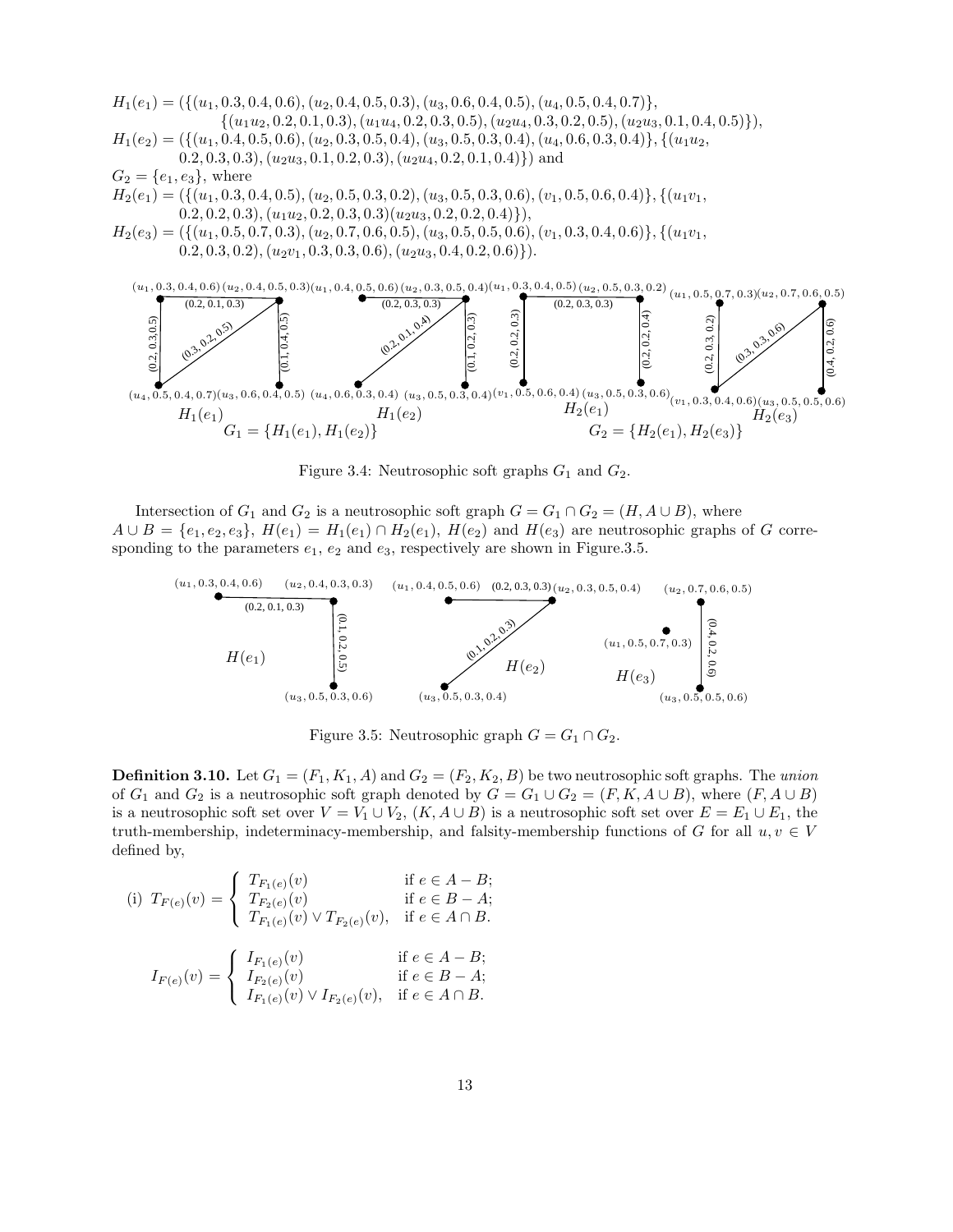$H_1(e_1) = (\{(u_1, 0.3, 0.4, 0.6), (u_2, 0.4, 0.5, 0.3), (u_3, 0.6, 0.4, 0.5), (u_4, 0.5, 0.4, 0.7)\},$
$\{(u_1u_2, 0.2, 0.1, 0.3), (u_1u_4, 0.2, 0.3, 0.5), (u_2u_4, 0.3, 0.2, 0.5), (u_2u_3, 0.1, 0.4, 0.5)\}),$
$H_1(e_2) = (\{(u_1, 0.4, 0.5, 0.6), (u_2, 0.3, 0.5, 0.4), (u_3, 0.5, 0.3, 0.4), (u_4, 0.6, 0.3, 0.4)\}, \{(u_1u_2,$
$0.2, 0.3, 0.3), (u_2u_3, 0.1, 0.2, 0.3), (u_2u_4, 0.2, 0.1, 0.4)\})$ and
$G_2 = \{e_1, e_3\}$, where
$H_2(e_1) = (\{(u_1, 0.3, 0.4, 0.5), (u_2, 0.5, 0.3, 0.2), (u_3, 0.5, 0.3, 0.6), (v_1, 0.5, 0.6, 0.4)\}, \{(u_1v_1,$
$0.2, 0.2, 0.3), (u_1u_2, 0.2, 0.3, 0.3)(u_2u_3, 0.2, 0.2, 0.4)\}),$
$H_2(e_3) = (\{(u_1, 0.5, 0.7, 0.3), (u_2, 0.7, 0.6, 0.5), (u_3, 0.5, 0.5, 0.6), (v_1, 0.3, 0.4, 0.6)\}, \{(u_1v_1,$
$0.2, 0.3, 0.2), (u_2v_1, 0.3, 0.3, 0.6), (u_2u_3, 0.4, 0.2, 0.6)\}).$

Figure 3.4: Neutrosophic soft graphs $G_1$ and $G_2$.

Intersection of $G_1$ and $G_2$ is a neutrosophic soft graph $G = G_1 \cap G_2 = (H, A \cup B)$, where $A \cup B = \{e_1, e_2, e_3\}$, $H(e_1) = H_1(e_1) \cap H_2(e_1)$, $H(e_2)$ and $H(e_3)$ are neutrosophic graphs of $G$ corresponding to the parameters $e_1$, $e_2$ and $e_3$, respectively are shown in Figure.3.5.

Figure 3.5: Neutrosophic graph $G = G_1 \cap G_2$.

**Definition 3.10.** Let $G_1 = (F_1, K_1, A)$ and $G_2 = (F_2, K_2, B)$ be two neutrosophic soft graphs. The *union* of $G_1$ and $G_2$ is a neutrosophic soft graph denoted by $G = G_1 \cup G_2 = (F, K, A \cup B)$, where $(F, A \cup B)$ is a neutrosophic soft set over $V = V_1 \cup V_2$, $(K, A \cup B)$ is a neutrosophic soft set over $E = E_1 \cup E_1$, the truth-membership, indeterminacy-membership, and falsity-membership functions of $G$ for all $u, v \in V$ defined by,

$$\text{(i)}\ T_{F(e)}(v) = \begin{cases} T_{F_1(e)}(v) & \text{if } e \in A - B; \\ T_{F_2(e)}(v) & \text{if } e \in B - A; \\ T_{F_1(e)}(v) \vee T_{F_2(e)}(v), & \text{if } e \in A \cap B. \end{cases}$$

$$I_{F(e)}(v) = \begin{cases} I_{F_1(e)}(v) & \text{if } e \in A - B; \\ I_{F_2(e)}(v) & \text{if } e \in B - A; \\ I_{F_1(e)}(v) \vee I_{F_2(e)}(v), & \text{if } e \in A \cap B. \end{cases}$$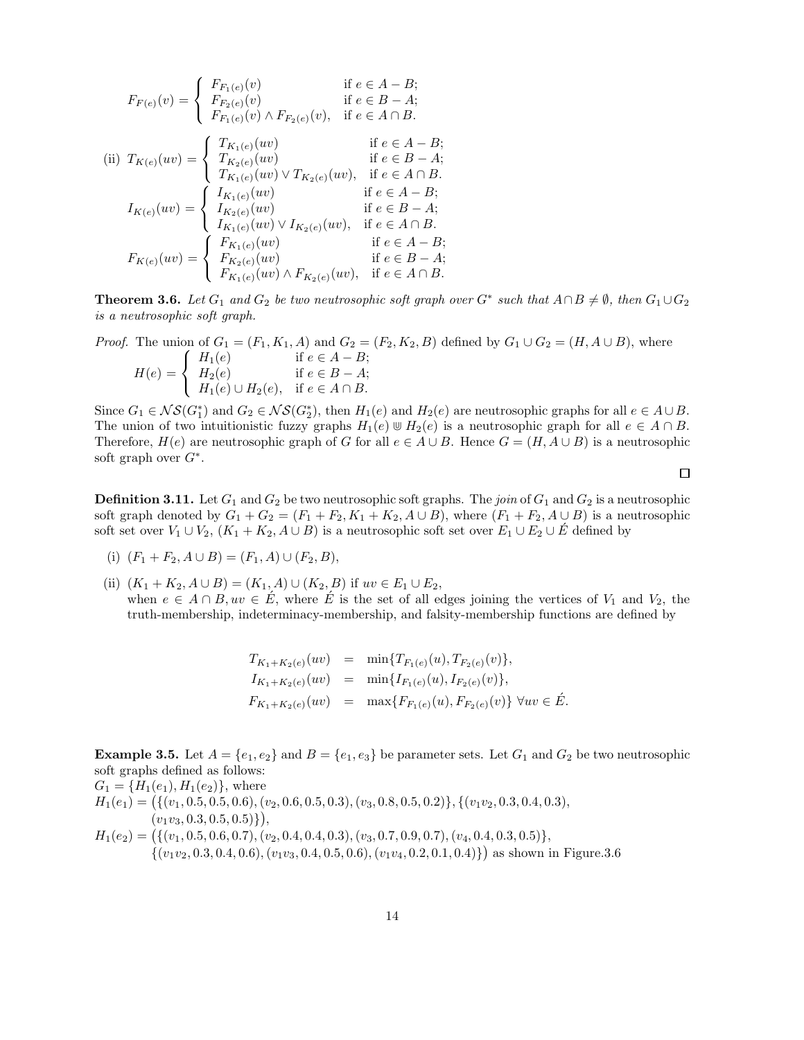$$F_{F(e)}(v) = \begin{cases} F_{F_1(e)}(v) & \text{if } e \in A - B; \\ F_{F_2(e)}(v) & \text{if } e \in B - A; \\ F_{F_1(e)}(v) \wedge F_{F_2(e)}(v), & \text{if } e \in A \cap B. \end{cases}$$

(ii) $$T_{K(e)}(uv) = \begin{cases} T_{K_1(e)}(uv) & \text{if } e \in A - B; \\ T_{K_2(e)}(uv) & \text{if } e \in B - A; \\ T_{K_1(e)}(uv) \vee T_{K_2(e)}(uv), & \text{if } e \in A \cap B. \end{cases}$$

$$I_{K(e)}(uv) = \begin{cases} I_{K_1(e)}(uv) & \text{if } e \in A - B; \\ I_{K_2(e)}(uv) & \text{if } e \in B - A; \\ I_{K_1(e)}(uv) \vee I_{K_2(e)}(uv), & \text{if } e \in A \cap B. \end{cases}$$

$$F_{K(e)}(uv) = \begin{cases} F_{K_1(e)}(uv) & \text{if } e \in A - B; \\ F_{K_2(e)}(uv) & \text{if } e \in B - A; \\ F_{K_1(e)}(uv) \wedge F_{K_2(e)}(uv), & \text{if } e \in A \cap B. \end{cases}$$

**Theorem 3.6.** *Let $G_1$ and $G_2$ be two neutrosophic soft graph over $G^*$ such that $A \cap B \neq \emptyset$, then $G_1 \cup G_2$ is a neutrosophic soft graph.*

*Proof.* The union of $G_1 = (F_1, K_1, A)$ and $G_2 = (F_2, K_2, B)$ defined by $G_1 \cup G_2 = (H, A \cup B)$, where

$$H(e) = \begin{cases} H_1(e) & \text{if } e \in A - B; \\ H_2(e) & \text{if } e \in B - A; \\ H_1(e) \cup H_2(e), & \text{if } e \in A \cap B. \end{cases}$$

Since $G_1 \in \mathcal{NS}(G_1^*)$ and $G_2 \in \mathcal{NS}(G_2^*)$, then $H_1(e)$ and $H_2(e)$ are neutrosophic graphs for all $e \in A \cup B$. The union of two intuitionistic fuzzy graphs $H_1(e) \Cup H_2(e)$ is a neutrosophic graph for all $e \in A \cap B$. Therefore, $H(e)$ are neutrosophic graph of $G$ for all $e \in A \cup B$. Hence $G = (H, A \cup B)$ is a neutrosophic soft graph over $G^*$. $\square$

**Definition 3.11.** Let $G_1$ and $G_2$ be two neutrosophic soft graphs. The *join* of $G_1$ and $G_2$ is a neutrosophic soft graph denoted by $G_1 + G_2 = (F_1 + F_2, K_1 + K_2, A \cup B)$, where $(F_1 + F_2, A \cup B)$ is a neutrosophic soft set over $V_1 \cup V_2$, $(K_1 + K_2, A \cup B)$ is a neutrosophic soft set over $E_1 \cup E_2 \cup \acute{E}$ defined by

(i) $(F_1 + F_2, A \cup B) = (F_1, A) \cup (F_2, B)$,

(ii) $(K_1 + K_2, A \cup B) = (K_1, A) \cup (K_2, B)$ if $uv \in E_1 \cup E_2$,
when $e \in A \cap B, uv \in \acute{E}$, where $\acute{E}$ is the set of all edges joining the vertices of $V_1$ and $V_2$, the truth-membership, indeterminacy-membership, and falsity-membership functions are defined by

$$\begin{aligned} T_{K_1+K_2(e)}(uv) &= \min\{T_{F_1(e)}(u), T_{F_2(e)}(v)\}, \\ I_{K_1+K_2(e)}(uv) &= \min\{I_{F_1(e)}(u), I_{F_2(e)}(v)\}, \\ F_{K_1+K_2(e)}(uv) &= \max\{F_{F_1(e)}(u), F_{F_2(e)}(v)\} \ \forall uv \in \acute{E}. \end{aligned}$$

**Example 3.5.** Let $A = \{e_1, e_2\}$ and $B = \{e_1, e_3\}$ be parameter sets. Let $G_1$ and $G_2$ be two neutrosophic soft graphs defined as follows:

$G_1 = \{H_1(e_1), H_1(e_2)\}$, where

$H_1(e_1) = \big(\{(v_1, 0.5, 0.5, 0.6), (v_2, 0.6, 0.5, 0.3), (v_3, 0.8, 0.5, 0.2)\}, \{(v_1v_2, 0.3, 0.4, 0.3), (v_1v_3, 0.3, 0.5, 0.5)\}\big)$,

$H_1(e_2) = \big(\{(v_1, 0.5, 0.6, 0.7), (v_2, 0.4, 0.4, 0.3), (v_3, 0.7, 0.9, 0.7), (v_4, 0.4, 0.3, 0.5)\}, \{(v_1v_2, 0.3, 0.4, 0.6), (v_1v_3, 0.4, 0.5, 0.6), (v_1v_4, 0.2, 0.1, 0.4)\}\big)$ as shown in Figure.3.6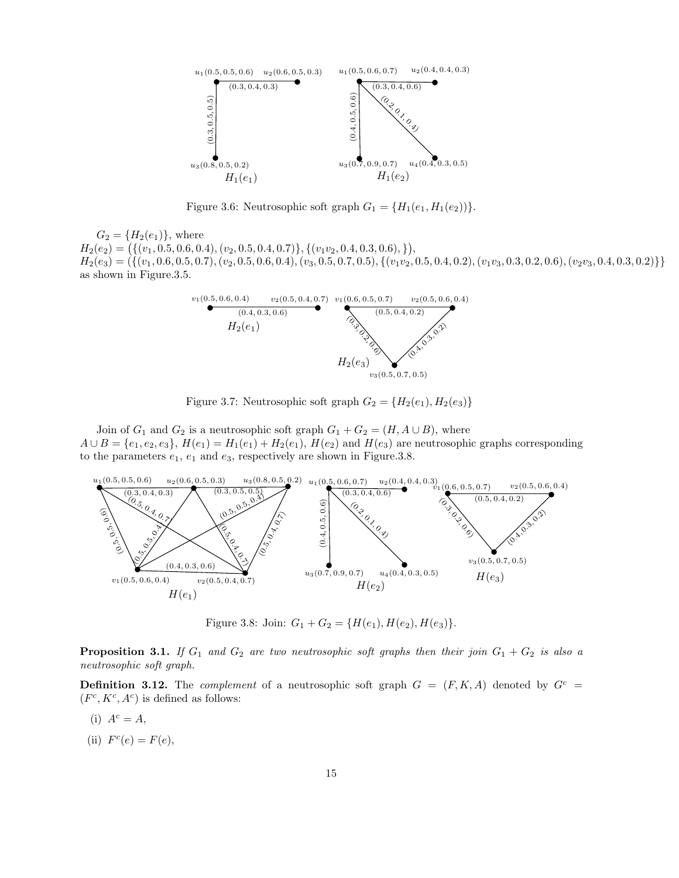Figure 3.6: Neutrosophic soft graph $G_1 = \{H_1(e_1, H_1(e_2))\}$.

$G_2 = \{H_2(e_1)\}$, where
$H_2(e_2) = \big(\{(v_1, 0.5, 0.6, 0.4), (v_2, 0.5, 0.4, 0.7)\}, \{(v_1v_2, 0.4, 0.3, 0.6), \}\big)$,
$H_2(e_3) = (\{(v_1, 0.6, 0.5, 0.7), (v_2, 0.5, 0.6, 0.4), (v_3, 0.5, 0.7, 0.5), \{(v_1v_2, 0.5, 0.4, 0.2), (v_1v_3, 0.3, 0.2, 0.6), (v_2v_3, 0.4, 0.3, 0.2)\}\}$
as shown in Figure.3.5.

Figure 3.7: Neutrosophic soft graph $G_2 = \{H_2(e_1), H_2(e_3)\}$

Join of $G_1$ and $G_2$ is a neutrosophic soft graph $G_1 + G_2 = (H, A \cup B)$, where
$A \cup B = \{e_1, e_2, e_3\}$, $H(e_1) = H_1(e_1) + H_2(e_1)$, $H(e_2)$ and $H(e_3)$ are neutrosophic graphs corresponding to the parameters $e_1$, $e_1$ and $e_3$, respectively are shown in Figure.3.8.

Figure 3.8: Join: $G_1 + G_2 = \{H(e_1), H(e_2), H(e_3)\}$.

**Proposition 3.1.** *If $G_1$ and $G_2$ are two neutrosophic soft graphs then their join $G_1 + G_2$ is also a neutrosophic soft graph.*

**Definition 3.12.** The *complement* of a neutrosophic soft graph $G = (F, K, A)$ denoted by $G^c = (F^c, K^c, A^c)$ is defined as follows:

(i) $A^c = A$,

(ii) $F^c(e) = F(e)$,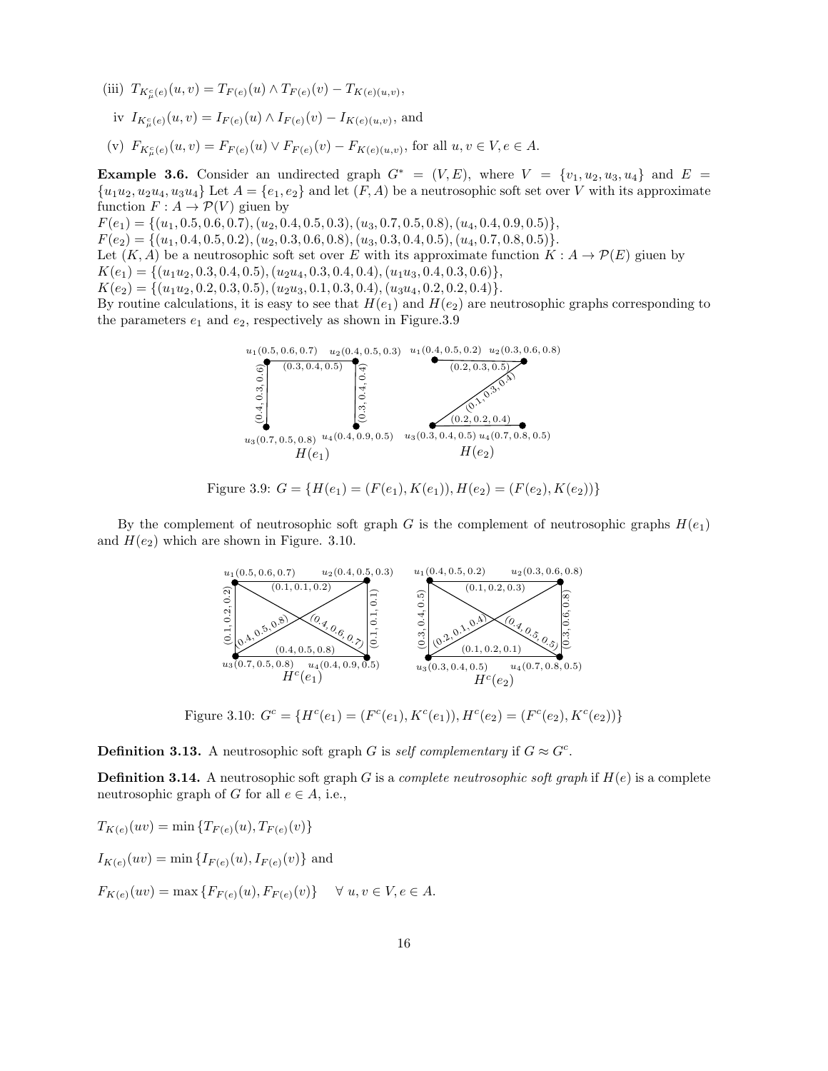(iii) $T_{K^c_\mu(e)}(u,v) = T_{F(e)}(u) \wedge T_{F(e)}(v) - T_{K(e)(u,v)}$,

iv $I_{K^c_\mu(e)}(u,v) = I_{F(e)}(u) \wedge I_{F(e)}(v) - I_{K(e)(u,v)}$, and

(v) $F_{K^c_\mu(e)}(u,v) = F_{F(e)}(u) \vee F_{F(e)}(v) - F_{K(e)(u,v)}$, for all $u, v \in V, e \in A$.

**Example 3.6.** Consider an undirected graph $G^* = (V, E)$, where $V = \{v_1, u_2, u_3, u_4\}$ and $E = \{u_1u_2, u_2u_4, u_3u_4\}$ Let $A = \{e_1, e_2\}$ and let $(F, A)$ be a neutrosophic soft set over $V$ with its approximate function $F : A \to \mathcal{P}(V)$ giuen by

$F(e_1) = \{(u_1, 0.5, 0.6, 0.7), (u_2, 0.4, 0.5, 0.3), (u_3, 0.7, 0.5, 0.8), (u_4, 0.4, 0.9, 0.5)\}$,
$F(e_2) = \{(u_1, 0.4, 0.5, 0.2), (u_2, 0.3, 0.6, 0.8), (u_3, 0.3, 0.4, 0.5), (u_4, 0.7, 0.8, 0.5)\}$.

Let $(K, A)$ be a neutrosophic soft set over $E$ with its approximate function $K : A \to \mathcal{P}(E)$ giuen by

$K(e_1) = \{(u_1u_2, 0.3, 0.4, 0.5), (u_2u_4, 0.3, 0.4, 0.4), (u_1u_3, 0.4, 0.3, 0.6)\}$,
$K(e_2) = \{(u_1u_2, 0.2, 0.3, 0.5), (u_2u_3, 0.1, 0.3, 0.4), (u_3u_4, 0.2, 0.2, 0.4)\}$.

By routine calculations, it is easy to see that $H(e_1)$ and $H(e_2)$ are neutrosophic graphs corresponding to the parameters $e_1$ and $e_2$, respectively as shown in Figure.3.9

Figure 3.9: $G = \{H(e_1) = (F(e_1), K(e_1)), H(e_2) = (F(e_2), K(e_2))\}$

By the complement of neutrosophic soft graph $G$ is the complement of neutrosophic graphs $H(e_1)$ and $H(e_2)$ which are shown in Figure. 3.10.

Figure 3.10: $G^c = \{H^c(e_1) = (F^c(e_1), K^c(e_1)), H^c(e_2) = (F^c(e_2), K^c(e_2))\}$

**Definition 3.13.** A neutrosophic soft graph $G$ is *self complementary* if $G \approx G^c$.

**Definition 3.14.** A neutrosophic soft graph $G$ is a *complete neutrosophic soft graph* if $H(e)$ is a complete neutrosophic graph of $G$ for all $e \in A$, i.e.,

$$T_{K(e)}(uv) = \min\{T_{F(e)}(u), T_{F(e)}(v)\}$$

$$I_{K(e)}(uv) = \min\{I_{F(e)}(u), I_{F(e)}(v)\} \text{ and}$$

$$F_{K(e)}(uv) = \max\{F_{F(e)}(u), F_{F(e)}(v)\} \quad \forall\ u, v \in V, e \in A.$$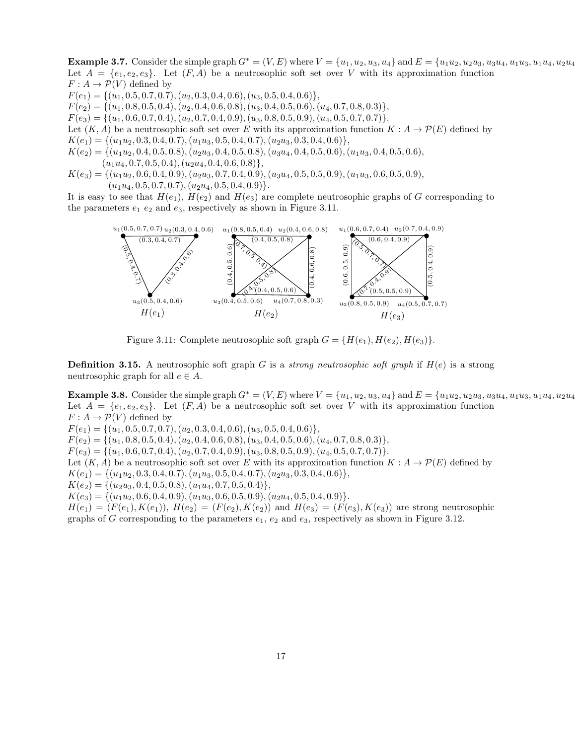**Example 3.7.** Consider the simple graph $G^* = (V, E)$ where $V = \{u_1, u_2, u_3, u_4\}$ and $E = \{u_1u_2, u_2u_3, u_3u_4, u_1u_3, u_1u_4, u_2u_4$
Let $A = \{e_1, e_2, e_3\}$. Let $(F, A)$ be a neutrosophic soft set over $V$ with its approximation function $F : A \to \mathcal{P}(V)$ defined by
$F(e_1) = \{(u_1, 0.5, 0.7, 0.7), (u_2, 0.3, 0.4, 0.6), (u_3, 0.5, 0.4, 0.6)\}$,
$F(e_2) = \{(u_1, 0.8, 0.5, 0.4), (u_2, 0.4, 0.6, 0.8), (u_3, 0.4, 0.5, 0.6), (u_4, 0.7, 0.8, 0.3)\}$,
$F(e_3) = \{(u_1, 0.6, 0.7, 0.4), (u_2, 0.7, 0.4, 0.9), (u_3, 0.8, 0.5, 0.9), (u_4, 0.5, 0.7, 0.7)\}$.
Let $(K, A)$ be a neutrosophic soft set over $E$ with its approximation function $K : A \to \mathcal{P}(E)$ defined by
$K(e_1) = \{(u_1u_2, 0.3, 0.4, 0.7), (u_1u_3, 0.5, 0.4, 0.7), (u_2u_3, 0.3, 0.4, 0.6)\}$,
$K(e_2) = \{(u_1u_2, 0.4, 0.5, 0.8), (u_2u_3, 0.4, 0.5, 0.8), (u_3u_4, 0.4, 0.5, 0.6), (u_1u_3, 0.4, 0.5, 0.6), (u_1u_4, 0.7, 0.5, 0.4), (u_2u_4, 0.4, 0.6, 0.8)\}$,
$K(e_3) = \{(u_1u_2, 0.6, 0.4, 0.9), (u_2u_3, 0.7, 0.4, 0.9), (u_3u_4, 0.5, 0.5, 0.9), (u_1u_3, 0.6, 0.5, 0.9), (u_1u_4, 0.5, 0.7, 0.7), (u_2u_4, 0.5, 0.4, 0.9)\}$.
It is easy to see that $H(e_1)$, $H(e_2)$ and $H(e_3)$ are complete neutrosophic graphs of $G$ corresponding to the parameters $e_1$ $e_2$ and $e_3$, respectively as shown in Figure 3.11.

Figure 3.11: Complete neutrosophic soft graph $G = \{H(e_1), H(e_2), H(e_3)\}$.

**Definition 3.15.** A neutrosophic soft graph $G$ is a *strong neutrosophic soft graph* if $H(e)$ is a strong neutrosophic graph for all $e \in A$.

**Example 3.8.** Consider the simple graph $G^* = (V, E)$ where $V = \{u_1, u_2, u_3, u_4\}$ and $E = \{u_1u_2, u_2u_3, u_3u_4, u_1u_3, u_1u_4, u_2u_4$
Let $A = \{e_1, e_2, e_3\}$. Let $(F, A)$ be a neutrosophic soft set over $V$ with its approximation function $F : A \to \mathcal{P}(V)$ defined by
$F(e_1) = \{(u_1, 0.5, 0.7, 0.7), (u_2, 0.3, 0.4, 0.6), (u_3, 0.5, 0.4, 0.6)\}$,
$F(e_2) = \{(u_1, 0.8, 0.5, 0.4), (u_2, 0.4, 0.6, 0.8), (u_3, 0.4, 0.5, 0.6), (u_4, 0.7, 0.8, 0.3)\}$,
$F(e_3) = \{(u_1, 0.6, 0.7, 0.4), (u_2, 0.7, 0.4, 0.9), (u_3, 0.8, 0.5, 0.9), (u_4, 0.5, 0.7, 0.7)\}$.
Let $(K, A)$ be a neutrosophic soft set over $E$ with its approximation function $K : A \to \mathcal{P}(E)$ defined by
$K(e_1) = \{(u_1u_2, 0.3, 0.4, 0.7), (u_1u_3, 0.5, 0.4, 0.7), (u_2u_3, 0.3, 0.4, 0.6)\}$,
$K(e_2) = \{(u_2u_3, 0.4, 0.5, 0.8), (u_1u_4, 0.7, 0.5, 0.4)\}$,
$K(e_3) = \{(u_1u_2, 0.6, 0.4, 0.9), (u_1u_3, 0.6, 0.5, 0.9), (u_2u_4, 0.5, 0.4, 0.9)\}$.
$H(e_1) = (F(e_1), K(e_1))$, $H(e_2) = (F(e_2), K(e_2))$ and $H(e_3) = (F(e_3), K(e_3))$ are strong neutrosophic graphs of $G$ corresponding to the parameters $e_1$, $e_2$ and $e_3$, respectively as shown in Figure 3.12.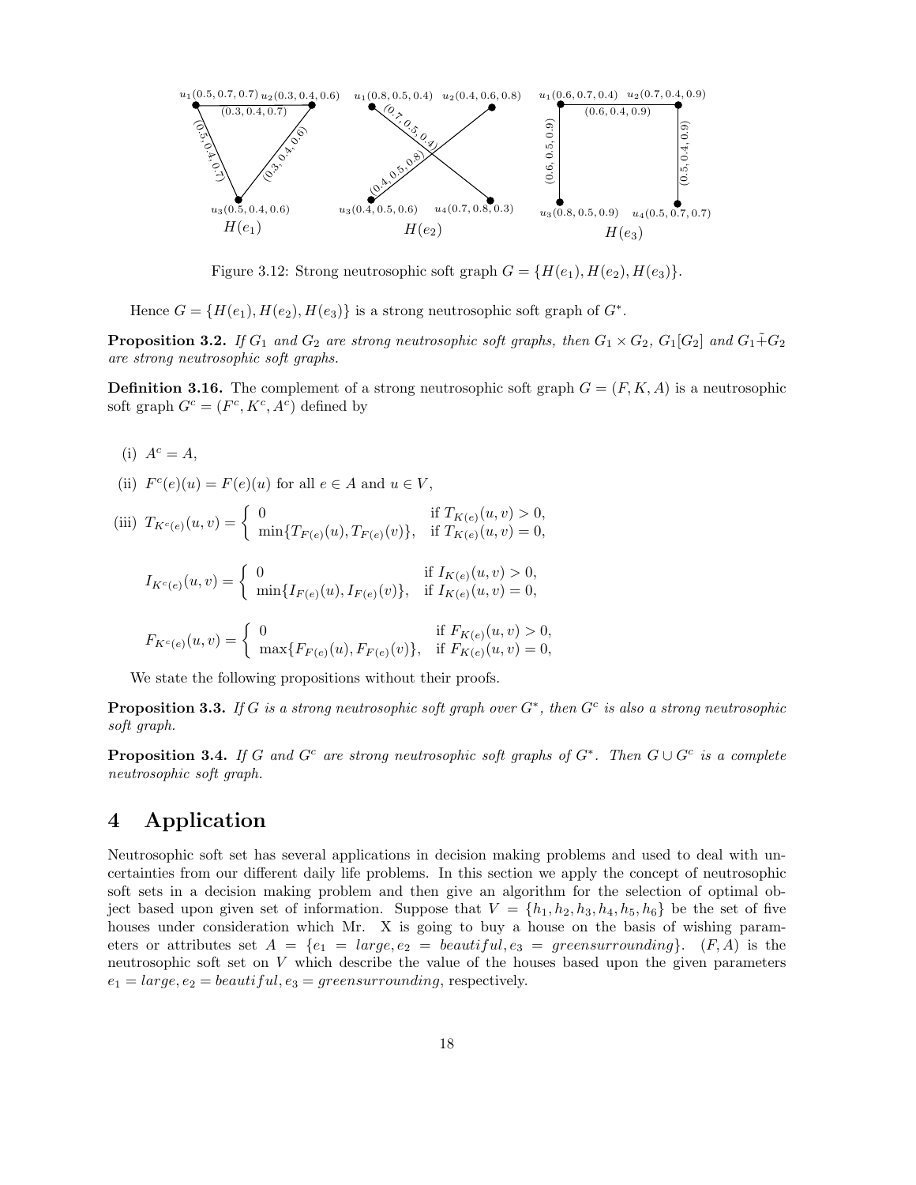Figure 3.12: Strong neutrosophic soft graph $G = \{H(e_1), H(e_2), H(e_3)\}$.

Hence $G = \{H(e_1), H(e_2), H(e_3)\}$ is a strong neutrosophic soft graph of $G^*$.

**Proposition 3.2.** *If $G_1$ and $G_2$ are strong neutrosophic soft graphs, then $G_1 \times G_2$, $G_1[G_2]$ and $G_1 \tilde{+} G_2$ are strong neutrosophic soft graphs.*

**Definition 3.16.** The complement of a strong neutrosophic soft graph $G = (F, K, A)$ is a neutrosophic soft graph $G^c = (F^c, K^c, A^c)$ defined by

(i) $A^c = A$,

(ii) $F^c(e)(u) = F(e)(u)$ for all $e \in A$ and $u \in V$,

(iii) $T_{K^c(e)}(u, v) = \begin{cases} 0 & \text{if } T_{K(e)}(u, v) > 0, \\ \min\{T_{F(e)}(u), T_{F(e)}(v)\}, & \text{if } T_{K(e)}(u, v) = 0, \end{cases}$

$$I_{K^c(e)}(u, v) = \begin{cases} 0 & \text{if } I_{K(e)}(u, v) > 0, \\ \min\{I_{F(e)}(u), I_{F(e)}(v)\}, & \text{if } I_{K(e)}(u, v) = 0, \end{cases}$$

$$F_{K^c(e)}(u, v) = \begin{cases} 0 & \text{if } F_{K(e)}(u, v) > 0, \\ \max\{F_{F(e)}(u), F_{F(e)}(v)\}, & \text{if } F_{K(e)}(u, v) = 0, \end{cases}$$

We state the following propositions without their proofs.

**Proposition 3.3.** *If $G$ is a strong neutrosophic soft graph over $G^*$, then $G^c$ is also a strong neutrosophic soft graph.*

**Proposition 3.4.** *If $G$ and $G^c$ are strong neutrosophic soft graphs of $G^*$. Then $G \cup G^c$ is a complete neutrosophic soft graph.*

# 4 Application

Neutrosophic soft set has several applications in decision making problems and used to deal with uncertainties from our different daily life problems. In this section we apply the concept of neutrosophic soft sets in a decision making problem and then give an algorithm for the selection of optimal object based upon given set of information. Suppose that $V = \{h_1, h_2, h_3, h_4, h_5, h_6\}$ be the set of five houses under consideration which Mr. X is going to buy a house on the basis of wishing parameters or attributes set $A = \{e_1 = large, e_2 = beautiful, e_3 = greensurrounding\}$. $(F, A)$ is the neutrosophic soft set on $V$ which describe the value of the houses based upon the given parameters $e_1 = large, e_2 = beautiful, e_3 = greensurrounding$, respectively.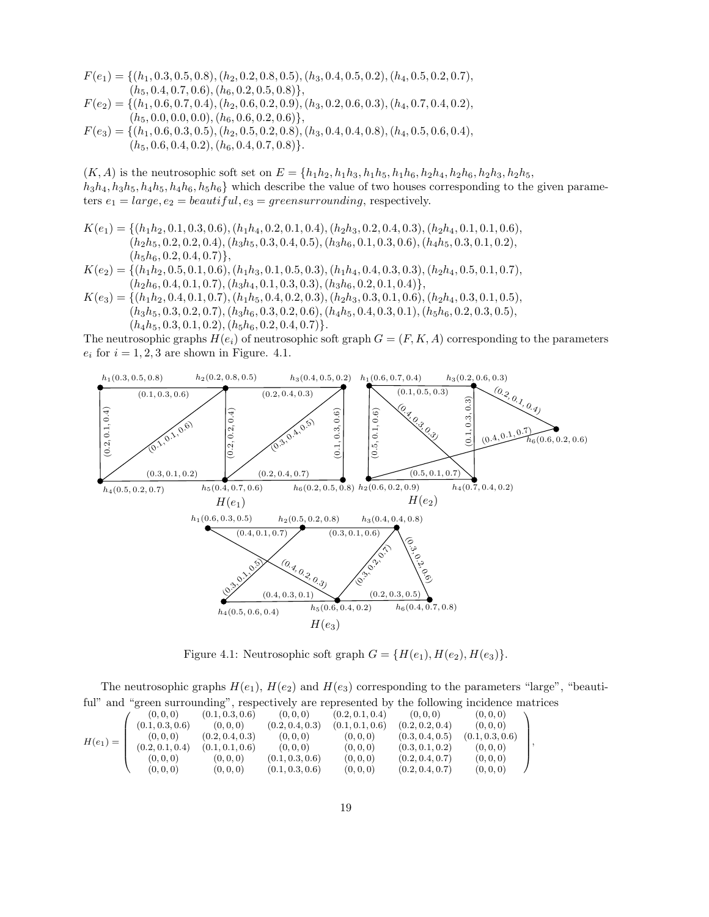$F(e_1) = \{(h_1, 0.3, 0.5, 0.8), (h_2, 0.2, 0.8, 0.5), (h_3, 0.4, 0.5, 0.2), (h_4, 0.5, 0.2, 0.7),$
$(h_5, 0.4, 0.7, 0.6), (h_6, 0.2, 0.5, 0.8)\},$
$F(e_2) = \{(h_1, 0.6, 0.7, 0.4), (h_2, 0.6, 0.2, 0.9), (h_3, 0.2, 0.6, 0.3), (h_4, 0.7, 0.4, 0.2),$
$(h_5, 0.0, 0.0, 0.0), (h_6, 0.6, 0.2, 0.6)\},$
$F(e_3) = \{(h_1, 0.6, 0.3, 0.5), (h_2, 0.5, 0.2, 0.8), (h_3, 0.4, 0.4, 0.8), (h_4, 0.5, 0.6, 0.4),$
$(h_5, 0.6, 0.4, 0.2), (h_6, 0.4, 0.7, 0.8)\}.$

$(K, A)$ is the neutrosophic soft set on $E = \{h_1h_2, h_1h_3, h_1h_5, h_1h_6, h_2h_4, h_2h_6, h_2h_3, h_2h_5,$
$h_3h_4, h_3h_5, h_4h_5, h_4h_6, h_5h_6\}$ which describe the value of two houses corresponding to the given parameters $e_1 = large, e_2 = beautiful, e_3 = greensurrounding$, respectively.

$K(e_1) = \{(h_1h_2, 0.1, 0.3, 0.6), (h_1h_4, 0.2, 0.1, 0.4), (h_2h_3, 0.2, 0.4, 0.3), (h_2h_4, 0.1, 0.1, 0.6),$
$(h_2h_5, 0.2, 0.2, 0.4), (h_3h_5, 0.3, 0.4, 0.5), (h_3h_6, 0.1, 0.3, 0.6), (h_4h_5, 0.3, 0.1, 0.2),$
$(h_5h_6, 0.2, 0.4, 0.7)\},$
$K(e_2) = \{(h_1h_2, 0.5, 0.1, 0.6), (h_1h_3, 0.1, 0.5, 0.3), (h_1h_4, 0.4, 0.3, 0.3), (h_2h_4, 0.5, 0.1, 0.7),$
$(h_2h_6, 0.4, 0.1, 0.7), (h_3h_4, 0.1, 0.3, 0.3), (h_3h_6, 0.2, 0.1, 0.4)\},$
$K(e_3) = \{(h_1h_2, 0.4, 0.1, 0.7), (h_1h_5, 0.4, 0.2, 0.3), (h_2h_3, 0.3, 0.1, 0.6), (h_2h_4, 0.3, 0.1, 0.5),$
$(h_3h_5, 0.3, 0.2, 0.7), (h_3h_6, 0.3, 0.2, 0.6), (h_4h_5, 0.4, 0.3, 0.1), (h_5h_6, 0.2, 0.3, 0.5),$
$(h_4h_5, 0.3, 0.1, 0.2), (h_5h_6, 0.2, 0.4, 0.7)\}.$

The neutrosophic graphs $H(e_i)$ of neutrosophic soft graph $G = (F, K, A)$ corresponding to the parameters $e_i$ for $i = 1, 2, 3$ are shown in Figure. 4.1.

Figure 4.1: Neutrosophic soft graph $G = \{H(e_1), H(e_2), H(e_3)\}$.

The neutrosophic graphs $H(e_1)$, $H(e_2)$ and $H(e_3)$ corresponding to the parameters "large", "beautiful" and "green surrounding", respectively are represented by the following incidence matrices

$$H(e_1) = \begin{pmatrix} (0,0,0) & (0.1,0.3,0.6) & (0,0,0) & (0.2,0.1,0.4) & (0,0,0) & (0,0,0) \\ (0.1,0.3,0.6) & (0,0,0) & (0.2,0.4,0.3) & (0.1,0.1,0.6) & (0.2,0.2,0.4) & (0,0,0) \\ (0,0,0) & (0.2,0.4,0.3) & (0,0,0) & (0,0,0) & (0.3,0.4,0.5) & (0.1,0.3,0.6) \\ (0.2,0.1,0.4) & (0.1,0.1,0.6) & (0,0,0) & (0,0,0) & (0.3,0.1,0.2) & (0,0,0) \\ (0,0,0) & (0,0,0) & (0.1,0.3,0.6) & (0,0,0) & (0.2,0.4,0.7) & (0,0,0) \\ (0,0,0) & (0,0,0) & (0.1,0.3,0.6) & (0,0,0) & (0.2,0.4,0.7) & (0,0,0) \end{pmatrix},$$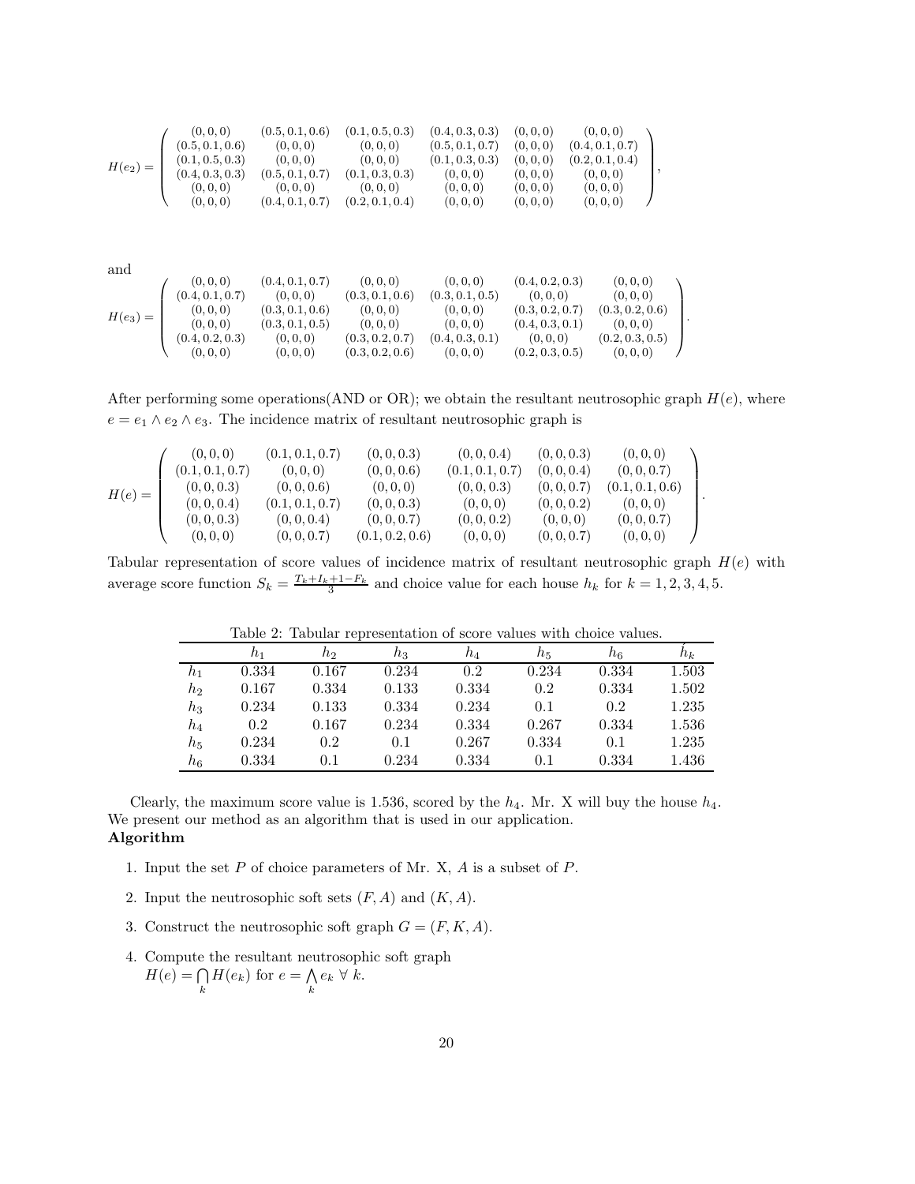$$H(e_2) = \begin{pmatrix} (0,0,0) & (0.5,0.1,0.6) & (0.1,0.5,0.3) & (0.4,0.3,0.3) & (0,0,0) & (0,0,0) \\ (0.5,0.1,0.6) & (0,0,0) & (0,0,0) & (0.5,0.1,0.7) & (0,0,0) & (0.4,0.1,0.7) \\ (0.1,0.5,0.3) & (0,0,0) & (0,0,0) & (0.1,0.3,0.3) & (0,0,0) & (0.2,0.1,0.4) \\ (0.4,0.3,0.3) & (0.5,0.1,0.7) & (0.1,0.3,0.3) & (0,0,0) & (0,0,0) & (0,0,0) \\ (0,0,0) & (0,0,0) & (0,0,0) & (0,0,0) & (0,0,0) & (0,0,0) \\ (0,0,0) & (0.4,0.1,0.7) & (0.2,0.1,0.4) & (0,0,0) & (0,0,0) & (0,0,0) \end{pmatrix},$$

and

$$H(e_3) = \begin{pmatrix} (0,0,0) & (0.4,0.1,0.7) & (0,0,0) & (0,0,0) & (0.4,0.2,0.3) & (0,0,0) \\ (0.4,0.1,0.7) & (0,0,0) & (0.3,0.1,0.6) & (0.3,0.1,0.5) & (0,0,0) & (0,0,0) \\ (0,0,0) & (0.3,0.1,0.6) & (0,0,0) & (0,0,0) & (0.3,0.2,0.7) & (0.3,0.2,0.6) \\ (0,0,0) & (0.3,0.1,0.5) & (0,0,0) & (0,0,0) & (0.4,0.3,0.1) & (0,0,0) \\ (0.4,0.2,0.3) & (0,0,0) & (0.3,0.2,0.7) & (0.4,0.3,0.1) & (0,0,0) & (0.2,0.3,0.5) \\ (0,0,0) & (0,0,0) & (0.3,0.2,0.6) & (0,0,0) & (0.2,0.3,0.5) & (0,0,0) \end{pmatrix}.$$

After performing some operations(AND or OR); we obtain the resultant neutrosophic graph $H(e)$, where $e = e_1 \wedge e_2 \wedge e_3$. The incidence matrix of resultant neutrosophic graph is

$$H(e) = \begin{pmatrix} (0,0,0) & (0.1,0.1,0.7) & (0,0,0.3) & (0,0,0.4) & (0,0,0.3) & (0,0,0) \\ (0.1,0.1,0.7) & (0,0,0) & (0,0,0.6) & (0.1,0.1,0.7) & (0,0,0.4) & (0,0,0.7) \\ (0,0,0.3) & (0,0,0.6) & (0,0,0) & (0,0,0.3) & (0,0,0.7) & (0.1,0.1,0.6) \\ (0,0,0.4) & (0.1,0.1,0.7) & (0,0,0.3) & (0,0,0) & (0,0,0.2) & (0,0,0) \\ (0,0,0.3) & (0,0,0.4) & (0,0,0.7) & (0,0,0.2) & (0,0,0) & (0,0,0.7) \\ (0,0,0) & (0,0,0.7) & (0.1,0.2,0.6) & (0,0,0) & (0,0,0.7) & (0,0,0) \end{pmatrix}.$$

Tabular representation of score values of incidence matrix of resultant neutrosophic graph $H(e)$ with average score function $S_k = \frac{T_k + I_k + 1 - F_k}{3}$ and choice value for each house $h_k$ for $k = 1, 2, 3, 4, 5$.

Table 2: Tabular representation of score values with choice values.

| | $h_1$ | $h_2$ | $h_3$ | $h_4$ | $h_5$ | $h_6$ | $\acute{h}_k$ |
|---|---|---|---|---|---|---|---|
| $h_1$ | 0.334 | 0.167 | 0.234 | 0.2 | 0.234 | 0.334 | 1.503 |
| $h_2$ | 0.167 | 0.334 | 0.133 | 0.334 | 0.2 | 0.334 | 1.502 |
| $h_3$ | 0.234 | 0.133 | 0.334 | 0.234 | 0.1 | 0.2 | 1.235 |
| $h_4$ | 0.2 | 0.167 | 0.234 | 0.334 | 0.267 | 0.334 | 1.536 |
| $h_5$ | 0.234 | 0.2 | 0.1 | 0.267 | 0.334 | 0.1 | 1.235 |
| $h_6$ | 0.334 | 0.1 | 0.234 | 0.334 | 0.1 | 0.334 | 1.436 |

Clearly, the maximum score value is 1.536, scored by the $h_4$. Mr. X will buy the house $h_4$. We present our method as an algorithm that is used in our application.

**Algorithm**

1. Input the set $P$ of choice parameters of Mr. X, $A$ is a subset of $P$.
2. Input the neutrosophic soft sets $(F, A)$ and $(K, A)$.
3. Construct the neutrosophic soft graph $G = (F, K, A)$.
4. Compute the resultant neutrosophic soft graph $H(e) = \bigcap_k H(e_k)$ for $e = \bigwedge_k e_k \; \forall \; k$.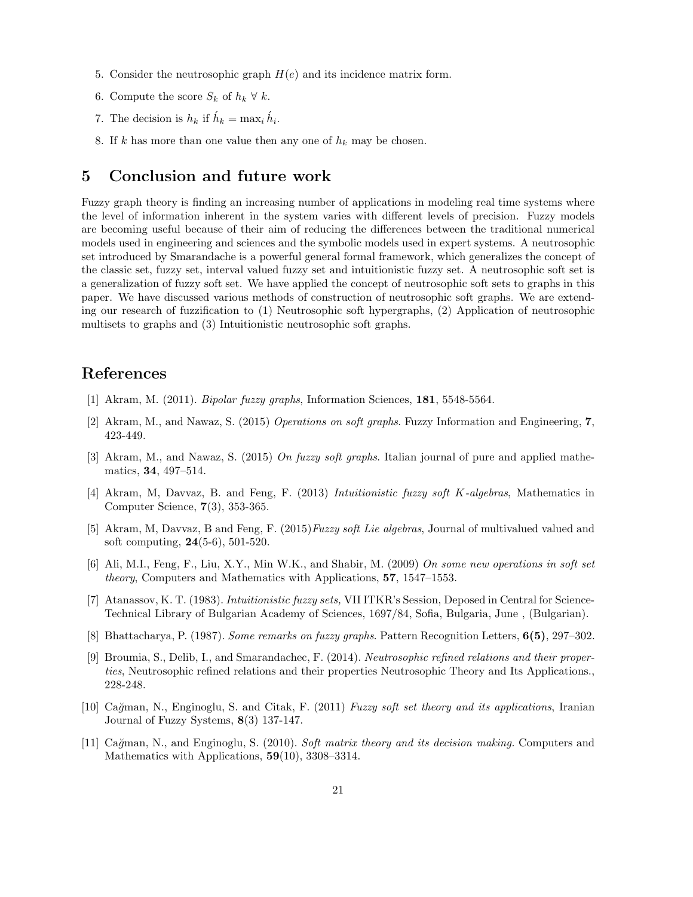5. Consider the neutrosophic graph $H(e)$ and its incidence matrix form.
6. Compute the score $S_k$ of $h_k \ \forall \ k$.
7. The decision is $h_k$ if $\acute{h}_k = \max_i \acute{h}_i$.
8. If $k$ has more than one value then any one of $h_k$ may be chosen.

## 5 Conclusion and future work

Fuzzy graph theory is finding an increasing number of applications in modeling real time systems where the level of information inherent in the system varies with different levels of precision. Fuzzy models are becoming useful because of their aim of reducing the differences between the traditional numerical models used in engineering and sciences and the symbolic models used in expert systems. A neutrosophic set introduced by Smarandache is a powerful general formal framework, which generalizes the concept of the classic set, fuzzy set, interval valued fuzzy set and intuitionistic fuzzy set. A neutrosophic soft set is a generalization of fuzzy soft set. We have applied the concept of neutrosophic soft sets to graphs in this paper. We have discussed various methods of construction of neutrosophic soft graphs. We are extending our research of fuzzification to (1) Neutrosophic soft hypergraphs, (2) Application of neutrosophic multisets to graphs and (3) Intuitionistic neutrosophic soft graphs.

## References

[1] Akram, M. (2011). *Bipolar fuzzy graphs*, Information Sciences, **181**, 5548-5564.

[2] Akram, M., and Nawaz, S. (2015) *Operations on soft graphs*. Fuzzy Information and Engineering, **7**, 423-449.

[3] Akram, M., and Nawaz, S. (2015) *On fuzzy soft graphs*. Italian journal of pure and applied mathematics, **34**, 497–514.

[4] Akram, M, Davvaz, B. and Feng, F. (2013) *Intuitionistic fuzzy soft K-algebras*, Mathematics in Computer Science, **7**(3), 353-365.

[5] Akram, M, Davvaz, B and Feng, F. (2015)*Fuzzy soft Lie algebras*, Journal of multivalued valued and soft computing, **24**(5-6), 501-520.

[6] Ali, M.I., Feng, F., Liu, X.Y., Min W.K., and Shabir, M. (2009) *On some new operations in soft set theory*, Computers and Mathematics with Applications, **57**, 1547–1553.

[7] Atanassov, K. T. (1983). *Intuitionistic fuzzy sets,* VII ITKR's Session, Deposed in Central for Science-Technical Library of Bulgarian Academy of Sciences, 1697/84, Sofia, Bulgaria, June , (Bulgarian).

[8] Bhattacharya, P. (1987). *Some remarks on fuzzy graphs*. Pattern Recognition Letters, **6(5)**, 297–302.

[9] Broumia, S., Delib, I., and Smarandachec, F. (2014). *Neutrosophic refined relations and their properties*, Neutrosophic refined relations and their properties Neutrosophic Theory and Its Applications., 228-248.

[10] Cağman, N., Enginoglu, S. and Citak, F. (2011) *Fuzzy soft set theory and its applications*, Iranian Journal of Fuzzy Systems, **8**(3) 137-147.

[11] Cağman, N., and Enginoglu, S. (2010). *Soft matrix theory and its decision making*. Computers and Mathematics with Applications, **59**(10), 3308–3314.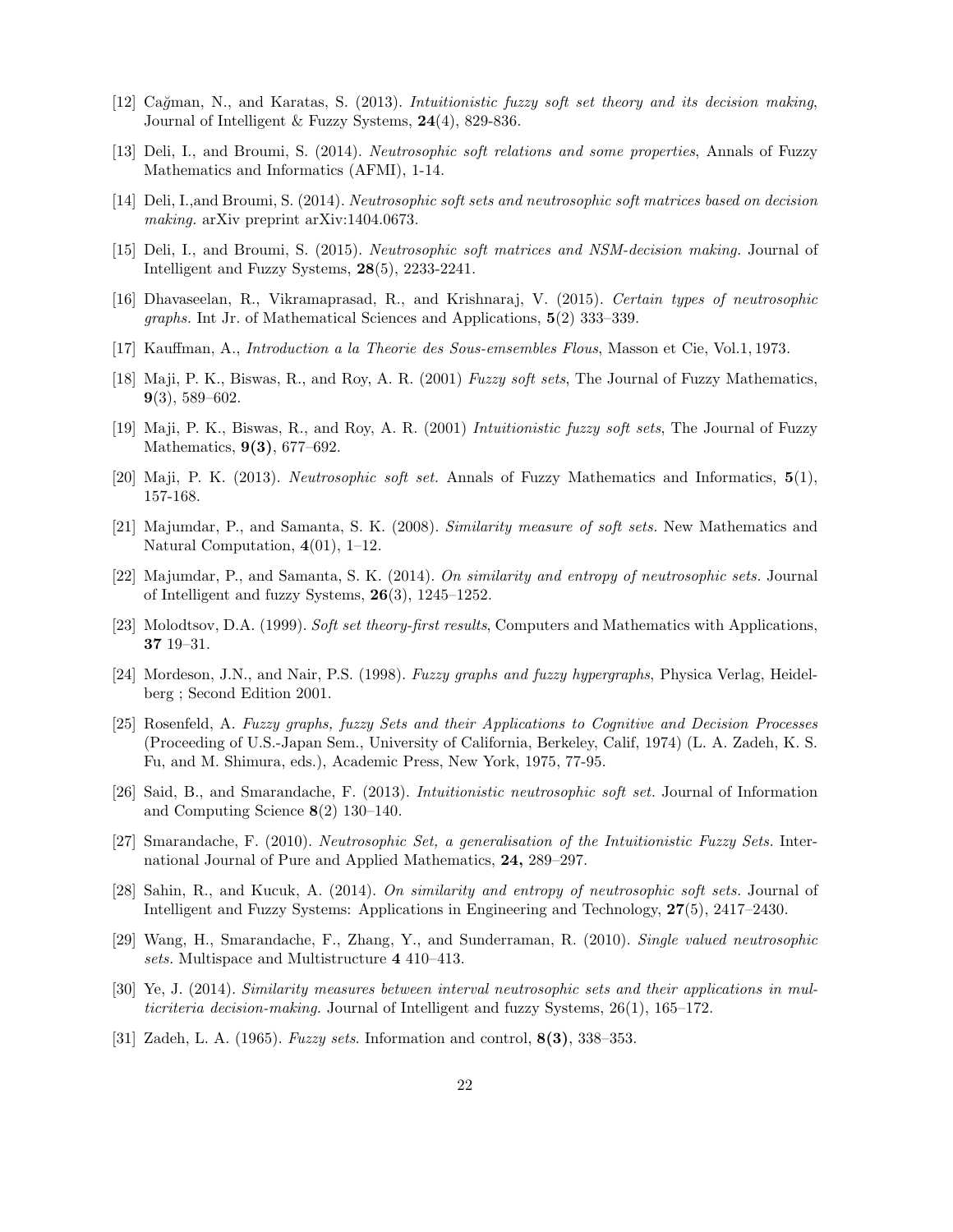[12] Cağman, N., and Karatas, S. (2013). *Intuitionistic fuzzy soft set theory and its decision making*, Journal of Intelligent & Fuzzy Systems, **24**(4), 829-836.

[13] Deli, I., and Broumi, S. (2014). *Neutrosophic soft relations and some properties*, Annals of Fuzzy Mathematics and Informatics (AFMI), 1-14.

[14] Deli, I.,and Broumi, S. (2014). *Neutrosophic soft sets and neutrosophic soft matrices based on decision making.* arXiv preprint arXiv:1404.0673.

[15] Deli, I., and Broumi, S. (2015). *Neutrosophic soft matrices and NSM-decision making.* Journal of Intelligent and Fuzzy Systems, **28**(5), 2233-2241.

[16] Dhavaseelan, R., Vikramaprasad, R., and Krishnaraj, V. (2015). *Certain types of neutrosophic graphs.* Int Jr. of Mathematical Sciences and Applications, **5**(2) 333–339.

[17] Kauffman, A., *Introduction a la Theorie des Sous-emsembles Flous*, Masson et Cie, Vol.1, 1973.

[18] Maji, P. K., Biswas, R., and Roy, A. R. (2001) *Fuzzy soft sets*, The Journal of Fuzzy Mathematics, **9**(3), 589–602.

[19] Maji, P. K., Biswas, R., and Roy, A. R. (2001) *Intuitionistic fuzzy soft sets*, The Journal of Fuzzy Mathematics, **9(3)**, 677–692.

[20] Maji, P. K. (2013). *Neutrosophic soft set.* Annals of Fuzzy Mathematics and Informatics, **5**(1), 157-168.

[21] Majumdar, P., and Samanta, S. K. (2008). *Similarity measure of soft sets.* New Mathematics and Natural Computation, **4**(01), 1–12.

[22] Majumdar, P., and Samanta, S. K. (2014). *On similarity and entropy of neutrosophic sets.* Journal of Intelligent and fuzzy Systems, **26**(3), 1245–1252.

[23] Molodtsov, D.A. (1999). *Soft set theory-first results*, Computers and Mathematics with Applications, **37** 19–31.

[24] Mordeson, J.N., and Nair, P.S. (1998). *Fuzzy graphs and fuzzy hypergraphs*, Physica Verlag, Heidelberg ; Second Edition 2001.

[25] Rosenfeld, A. *Fuzzy graphs, fuzzy Sets and their Applications to Cognitive and Decision Processes* (Proceeding of U.S.-Japan Sem., University of California, Berkeley, Calif, 1974) (L. A. Zadeh, K. S. Fu, and M. Shimura, eds.), Academic Press, New York, 1975, 77-95.

[26] Said, B., and Smarandache, F. (2013). *Intuitionistic neutrosophic soft set.* Journal of Information and Computing Science **8**(2) 130–140.

[27] Smarandache, F. (2010). *Neutrosophic Set, a generalisation of the Intuitionistic Fuzzy Sets.* International Journal of Pure and Applied Mathematics, **24,** 289–297.

[28] Sahin, R., and Kucuk, A. (2014). *On similarity and entropy of neutrosophic soft sets.* Journal of Intelligent and Fuzzy Systems: Applications in Engineering and Technology, **27**(5), 2417–2430.

[29] Wang, H., Smarandache, F., Zhang, Y., and Sunderraman, R. (2010). *Single valued neutrosophic sets.* Multispace and Multistructure **4** 410–413.

[30] Ye, J. (2014). *Similarity measures between interval neutrosophic sets and their applications in multicriteria decision-making.* Journal of Intelligent and fuzzy Systems, 26(1), 165–172.

[31] Zadeh, L. A. (1965). *Fuzzy sets*. Information and control, **8(3)**, 338–353.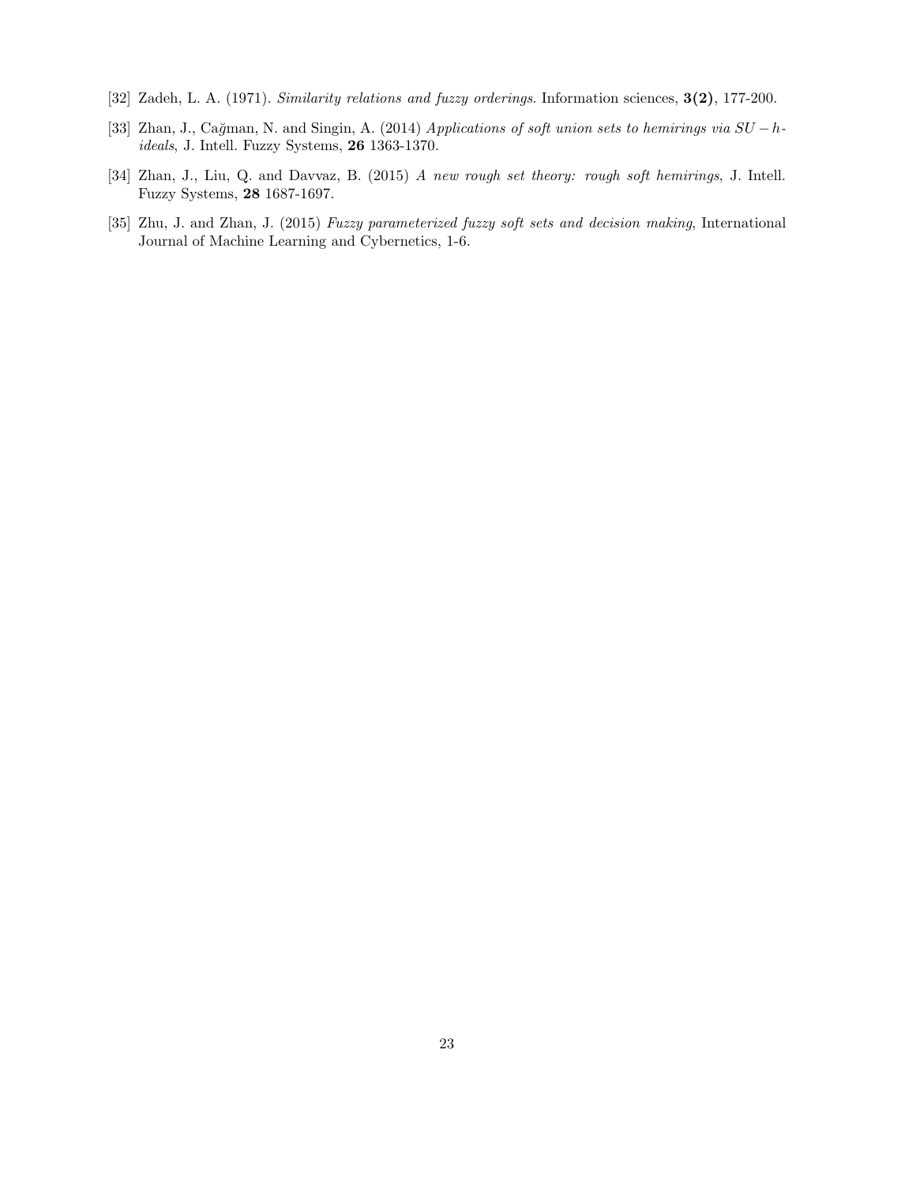[32] Zadeh, L. A. (1971). *Similarity relations and fuzzy orderings*. Information sciences, **3(2)**, 177-200.

[33] Zhan, J., Cağman, N. and Singin, A. (2014) *Applications of soft union sets to hemirings via* $SU-h$*-ideals*, J. Intell. Fuzzy Systems, **26** 1363-1370.

[34] Zhan, J., Liu, Q. and Davvaz, B. (2015) *A new rough set theory: rough soft hemirings*, J. Intell. Fuzzy Systems, **28** 1687-1697.

[35] Zhu, J. and Zhan, J. (2015) *Fuzzy parameterized fuzzy soft sets and decision making*, International Journal of Machine Learning and Cybernetics, 1-6.